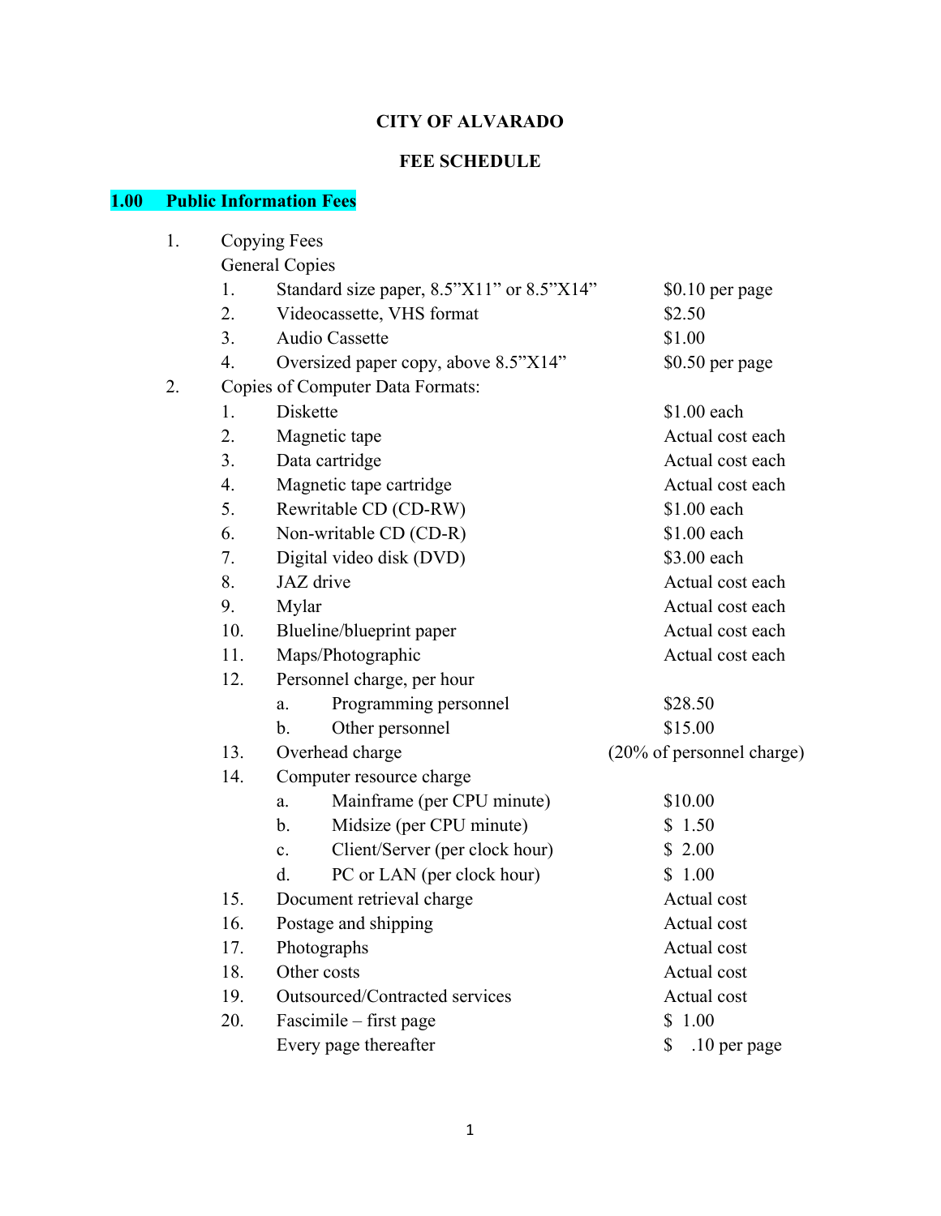# CITY OF ALVARADO

## FEE SCHEDULE

### 1.00 Public Information Fees

1. Copying Fees
   General Copies
   1. Standard size paper, 8.5”X11” or 8.5”X14” — $0.10 per page
   2. Videocassette, VHS format — $2.50
   3. Audio Cassette — $1.00
   4. Oversized paper copy, above 8.5”X14” — $0.50 per page
2. Copies of Computer Data Formats:
   1. Diskette — $1.00 each
   2. Magnetic tape — Actual cost each
   3. Data cartridge — Actual cost each
   4. Magnetic tape cartridge — Actual cost each
   5. Rewritable CD (CD-RW) — $1.00 each
   6. Non-writable CD (CD-R) — $1.00 each
   7. Digital video disk (DVD) — $3.00 each
   8. JAZ drive — Actual cost each
   9. Mylar — Actual cost each
   10. Blueline/blueprint paper — Actual cost each
   11. Maps/Photographic — Actual cost each
   12. Personnel charge, per hour
       a. Programming personnel — $28.50
       b. Other personnel — $15.00
   13. Overhead charge — (20% of personnel charge)
   14. Computer resource charge
       a. Mainframe (per CPU minute) — $10.00
       b. Midsize (per CPU minute) — $ 1.50
       c. Client/Server (per clock hour) — $ 2.00
       d. PC or LAN (per clock hour) — $ 1.00
   15. Document retrieval charge — Actual cost
   16. Postage and shipping — Actual cost
   17. Photographs — Actual cost
   18. Other costs — Actual cost
   19. Outsourced/Contracted services — Actual cost
   20. Fascimile – first page — $ 1.00
       Every page thereafter — $ .10 per page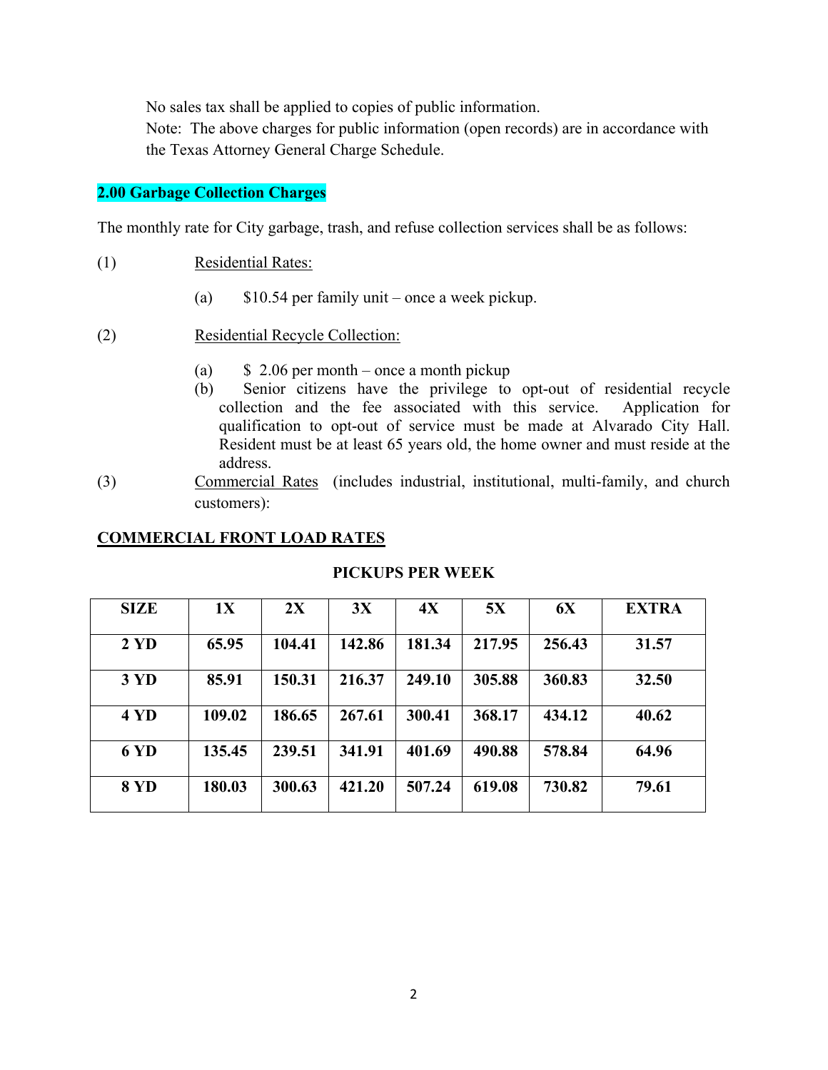No sales tax shall be applied to copies of public information.
Note: The above charges for public information (open records) are in accordance with the Texas Attorney General Charge Schedule.

## 2.00 Garbage Collection Charges

The monthly rate for City garbage, trash, and refuse collection services shall be as follows:

(1) Residential Rates:

(a) $10.54 per family unit – once a week pickup.

(2) Residential Recycle Collection:

(a) $ 2.06 per month – once a month pickup
(b) Senior citizens have the privilege to opt-out of residential recycle collection and the fee associated with this service. Application for qualification to opt-out of service must be made at Alvarado City Hall. Resident must be at least 65 years old, the home owner and must reside at the address.

(3) Commercial Rates (includes industrial, institutional, multi-family, and church customers):

**COMMERCIAL FRONT LOAD RATES**

**PICKUPS PER WEEK**

| SIZE | 1X | 2X | 3X | 4X | 5X | 6X | EXTRA |
|---|---|---|---|---|---|---|---|
| 2 YD | 65.95 | 104.41 | 142.86 | 181.34 | 217.95 | 256.43 | 31.57 |
| 3 YD | 85.91 | 150.31 | 216.37 | 249.10 | 305.88 | 360.83 | 32.50 |
| 4 YD | 109.02 | 186.65 | 267.61 | 300.41 | 368.17 | 434.12 | 40.62 |
| 6 YD | 135.45 | 239.51 | 341.91 | 401.69 | 490.88 | 578.84 | 64.96 |
| 8 YD | 180.03 | 300.63 | 421.20 | 507.24 | 619.08 | 730.82 | 79.61 |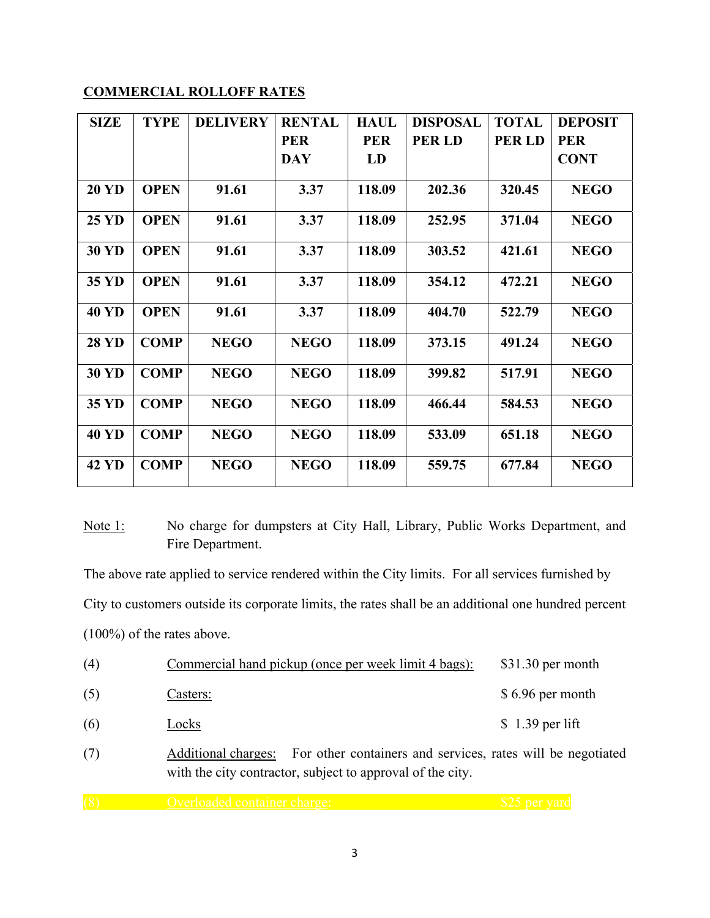**COMMERCIAL ROLLOFF RATES**

| SIZE | TYPE | DELIVERY | RENTAL PER DAY | HAUL PER LD | DISPOSAL PER LD | TOTAL PER LD | DEPOSIT PER CONT |
|---|---|---|---|---|---|---|---|
| **20 YD** | **OPEN** | **91.61** | **3.37** | **118.09** | **202.36** | **320.45** | **NEGO** |
| **25 YD** | **OPEN** | **91.61** | **3.37** | **118.09** | **252.95** | **371.04** | **NEGO** |
| **30 YD** | **OPEN** | **91.61** | **3.37** | **118.09** | **303.52** | **421.61** | **NEGO** |
| **35 YD** | **OPEN** | **91.61** | **3.37** | **118.09** | **354.12** | **472.21** | **NEGO** |
| **40 YD** | **OPEN** | **91.61** | **3.37** | **118.09** | **404.70** | **522.79** | **NEGO** |
| **28 YD** | **COMP** | **NEGO** | **NEGO** | **118.09** | **373.15** | **491.24** | **NEGO** |
| **30 YD** | **COMP** | **NEGO** | **NEGO** | **118.09** | **399.82** | **517.91** | **NEGO** |
| **35 YD** | **COMP** | **NEGO** | **NEGO** | **118.09** | **466.44** | **584.53** | **NEGO** |
| **40 YD** | **COMP** | **NEGO** | **NEGO** | **118.09** | **533.09** | **651.18** | **NEGO** |
| **42 YD** | **COMP** | **NEGO** | **NEGO** | **118.09** | **559.75** | **677.84** | **NEGO** |

Note 1: No charge for dumpsters at City Hall, Library, Public Works Department, and Fire Department.

The above rate applied to service rendered within the City limits. For all services furnished by City to customers outside its corporate limits, the rates shall be an additional one hundred percent (100%) of the rates above.

(4) Commercial hand pickup (once per week limit 4 bags): $31.30 per month

(5) Casters: $ 6.96 per month

(6) Locks $ 1.39 per lift

(7) Additional charges: For other containers and services, rates will be negotiated with the city contractor, subject to approval of the city.

(8) Overloaded container charge: $25 per yard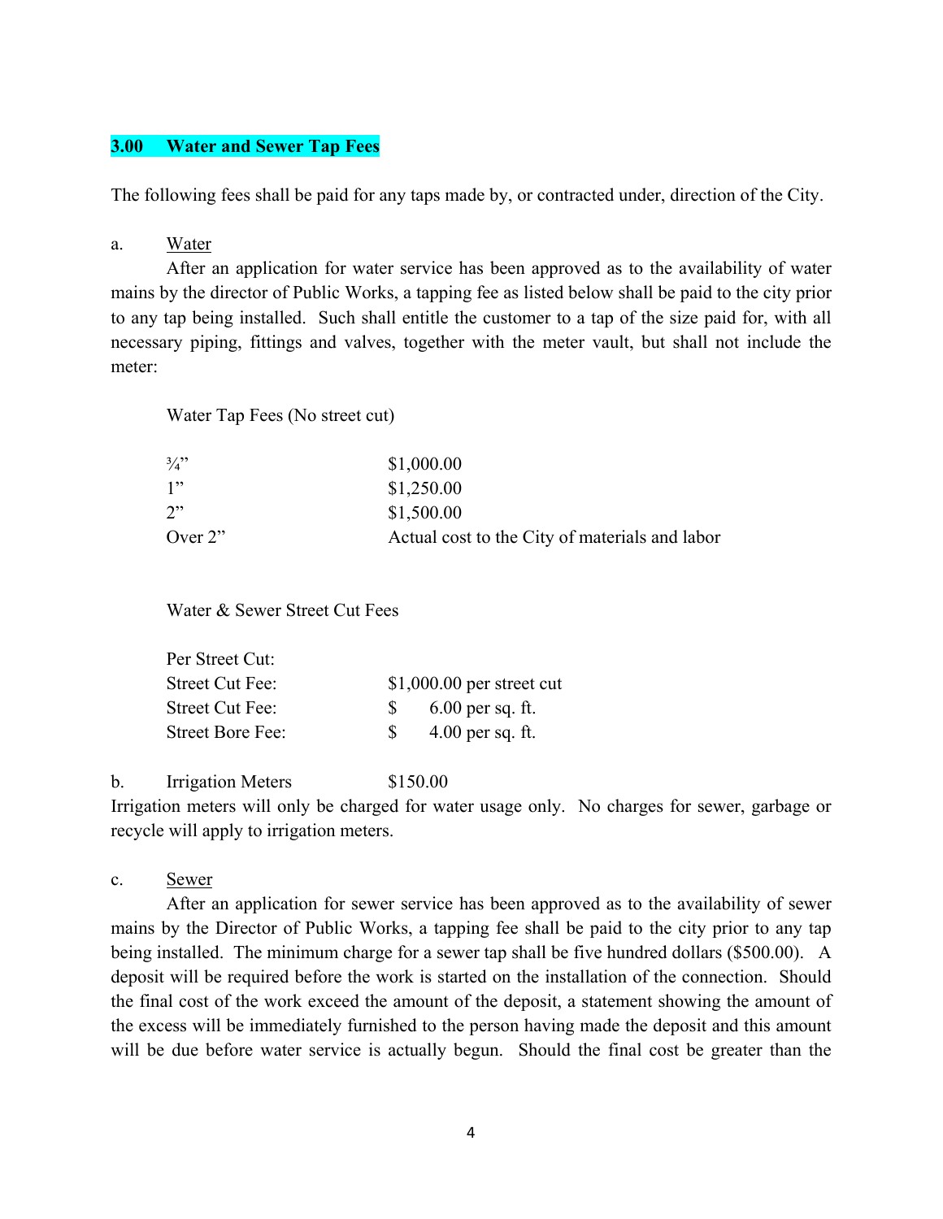## 3.00 Water and Sewer Tap Fees

The following fees shall be paid for any taps made by, or contracted under, direction of the City.

a. Water

After an application for water service has been approved as to the availability of water mains by the director of Public Works, a tapping fee as listed below shall be paid to the city prior to any tap being installed. Such shall entitle the customer to a tap of the size paid for, with all necessary piping, fittings and valves, together with the meter vault, but shall not include the meter:

Water Tap Fees (No street cut)

| Size | Fee |
|---|---|
| ¾” | $1,000.00 |
| 1” | $1,250.00 |
| 2” | $1,500.00 |
| Over 2” | Actual cost to the City of materials and labor |

Water & Sewer Street Cut Fees

| Per Street Cut: | |
|---|---|
| Street Cut Fee: | $1,000.00 per street cut |
| Street Cut Fee: | $ 6.00 per sq. ft. |
| Street Bore Fee: | $ 4.00 per sq. ft. |

b. Irrigation Meters $150.00

Irrigation meters will only be charged for water usage only. No charges for sewer, garbage or recycle will apply to irrigation meters.

c. Sewer

After an application for sewer service has been approved as to the availability of sewer mains by the Director of Public Works, a tapping fee shall be paid to the city prior to any tap being installed. The minimum charge for a sewer tap shall be five hundred dollars ($500.00). A deposit will be required before the work is started on the installation of the connection. Should the final cost of the work exceed the amount of the deposit, a statement showing the amount of the excess will be immediately furnished to the person having made the deposit and this amount will be due before water service is actually begun. Should the final cost be greater than the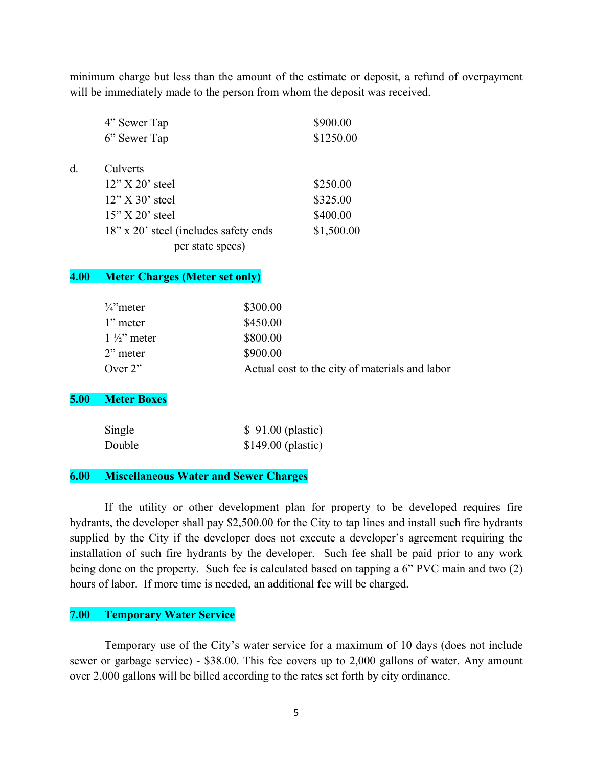minimum charge but less than the amount of the estimate or deposit, a refund of overpayment will be immediately made to the person from whom the deposit was received.

| | |
|---|---|
| 4" Sewer Tap | $900.00 |
| 6" Sewer Tap | $1250.00 |

d. Culverts

| | |
|---|---|
| 12" X 20' steel | $250.00 |
| 12" X 30' steel | $325.00 |
| 15" X 20' steel | $400.00 |
| 18" x 20' steel (includes safety ends per state specs) | $1,500.00 |

## 4.00 Meter Charges (Meter set only)

| | |
|---|---|
| ¾"meter | $300.00 |
| 1" meter | $450.00 |
| 1 ½" meter | $800.00 |
| 2" meter | $900.00 |
| Over 2" | Actual cost to the city of materials and labor |

## 5.00 Meter Boxes

| | |
|---|---|
| Single | $ 91.00 (plastic) |
| Double | $149.00 (plastic) |

## 6.00 Miscellaneous Water and Sewer Charges

If the utility or other development plan for property to be developed requires fire hydrants, the developer shall pay $2,500.00 for the City to tap lines and install such fire hydrants supplied by the City if the developer does not execute a developer's agreement requiring the installation of such fire hydrants by the developer. Such fee shall be paid prior to any work being done on the property. Such fee is calculated based on tapping a 6" PVC main and two (2) hours of labor. If more time is needed, an additional fee will be charged.

## 7.00 Temporary Water Service

Temporary use of the City's water service for a maximum of 10 days (does not include sewer or garbage service) - $38.00. This fee covers up to 2,000 gallons of water. Any amount over 2,000 gallons will be billed according to the rates set forth by city ordinance.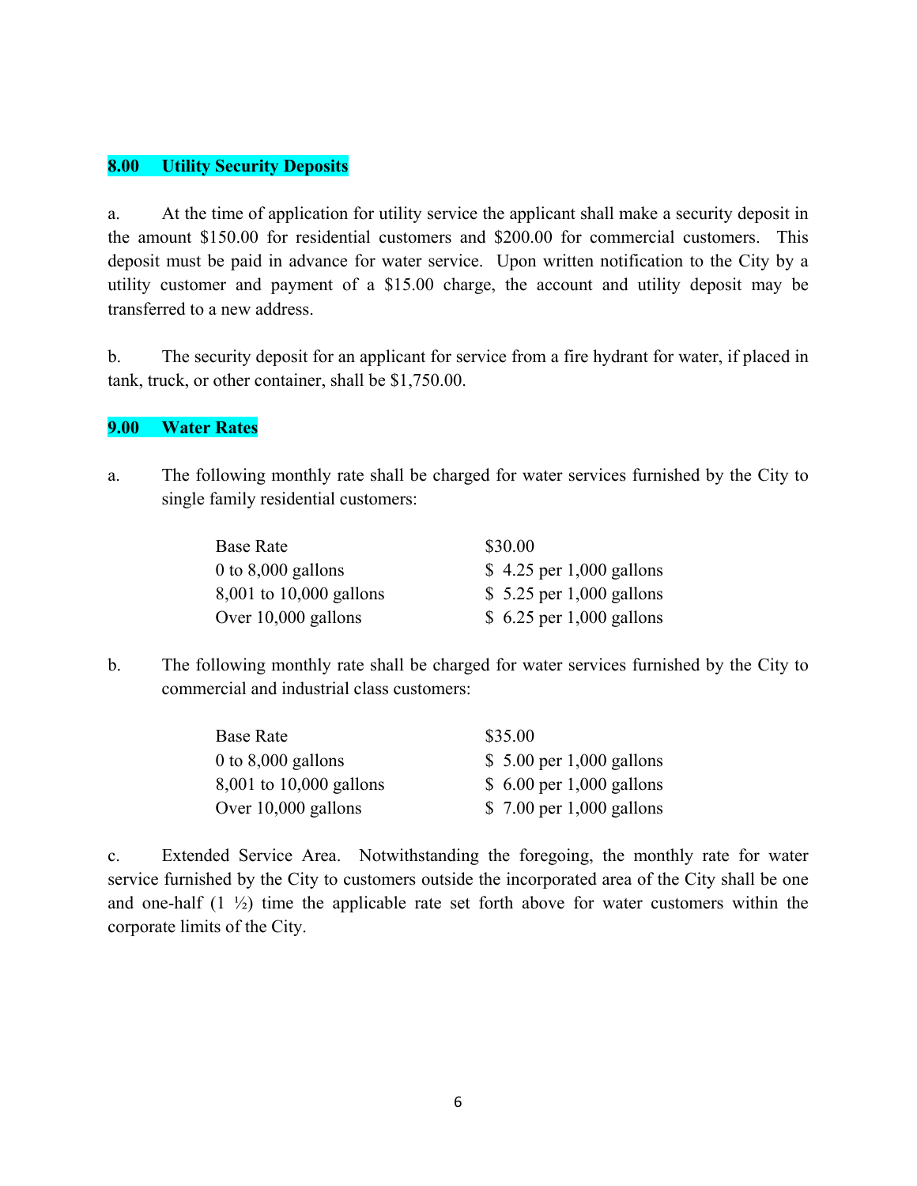## 8.00 Utility Security Deposits

a. At the time of application for utility service the applicant shall make a security deposit in the amount $150.00 for residential customers and $200.00 for commercial customers. This deposit must be paid in advance for water service. Upon written notification to the City by a utility customer and payment of a $15.00 charge, the account and utility deposit may be transferred to a new address.

b. The security deposit for an applicant for service from a fire hydrant for water, if placed in tank, truck, or other container, shall be $1,750.00.

## 9.00 Water Rates

a. The following monthly rate shall be charged for water services furnished by the City to single family residential customers:

| | |
|---|---|
| Base Rate | $30.00 |
| 0 to 8,000 gallons | $ 4.25 per 1,000 gallons |
| 8,001 to 10,000 gallons | $ 5.25 per 1,000 gallons |
| Over 10,000 gallons | $ 6.25 per 1,000 gallons |

b. The following monthly rate shall be charged for water services furnished by the City to commercial and industrial class customers:

| | |
|---|---|
| Base Rate | $35.00 |
| 0 to 8,000 gallons | $ 5.00 per 1,000 gallons |
| 8,001 to 10,000 gallons | $ 6.00 per 1,000 gallons |
| Over 10,000 gallons | $ 7.00 per 1,000 gallons |

c. Extended Service Area. Notwithstanding the foregoing, the monthly rate for water service furnished by the City to customers outside the incorporated area of the City shall be one and one-half (1 ½) time the applicable rate set forth above for water customers within the corporate limits of the City.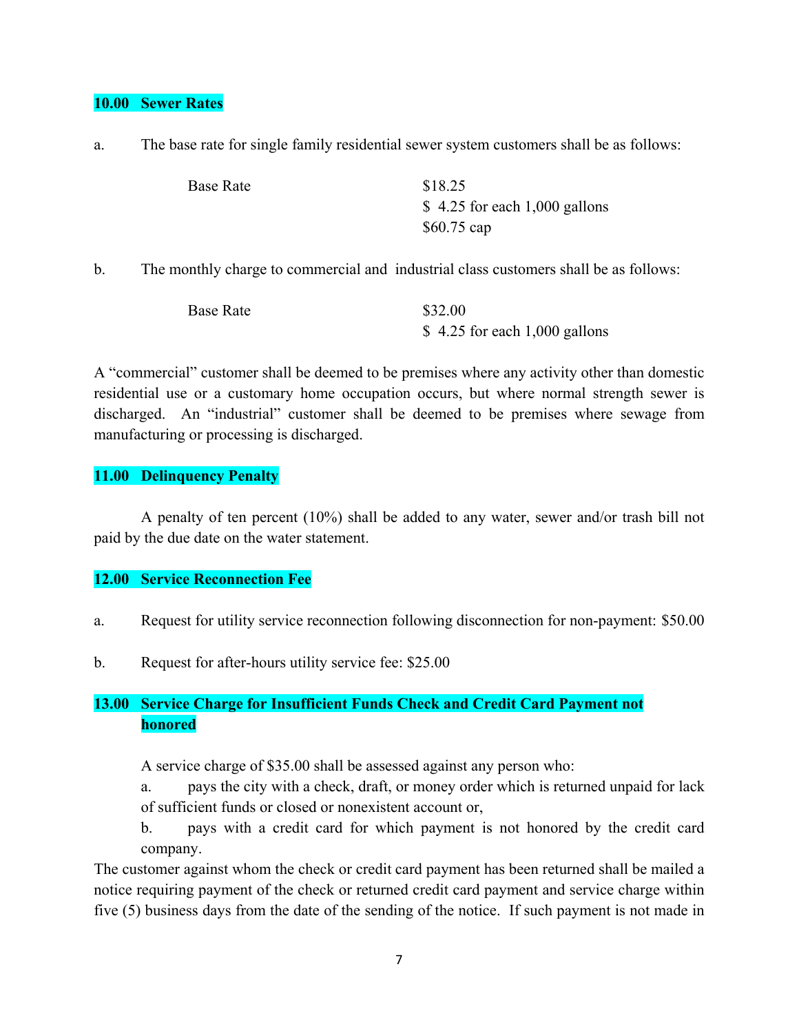### 10.00 Sewer Rates

a. The base rate for single family residential sewer system customers shall be as follows:

| | |
|---|---|
| Base Rate | $18.25 |
| | $ 4.25 for each 1,000 gallons |
| | $60.75 cap |

b. The monthly charge to commercial and industrial class customers shall be as follows:

| | |
|---|---|
| Base Rate | $32.00 |
| | $ 4.25 for each 1,000 gallons |

A "commercial" customer shall be deemed to be premises where any activity other than domestic residential use or a customary home occupation occurs, but where normal strength sewer is discharged. An "industrial" customer shall be deemed to be premises where sewage from manufacturing or processing is discharged.

### 11.00 Delinquency Penalty

A penalty of ten percent (10%) shall be added to any water, sewer and/or trash bill not paid by the due date on the water statement.

### 12.00 Service Reconnection Fee

a. Request for utility service reconnection following disconnection for non-payment: $50.00

b. Request for after-hours utility service fee: $25.00

### 13.00 Service Charge for Insufficient Funds Check and Credit Card Payment not honored

A service charge of $35.00 shall be assessed against any person who:

a. pays the city with a check, draft, or money order which is returned unpaid for lack of sufficient funds or closed or nonexistent account or,

b. pays with a credit card for which payment is not honored by the credit card company.

The customer against whom the check or credit card payment has been returned shall be mailed a notice requiring payment of the check or returned credit card payment and service charge within five (5) business days from the date of the sending of the notice. If such payment is not made in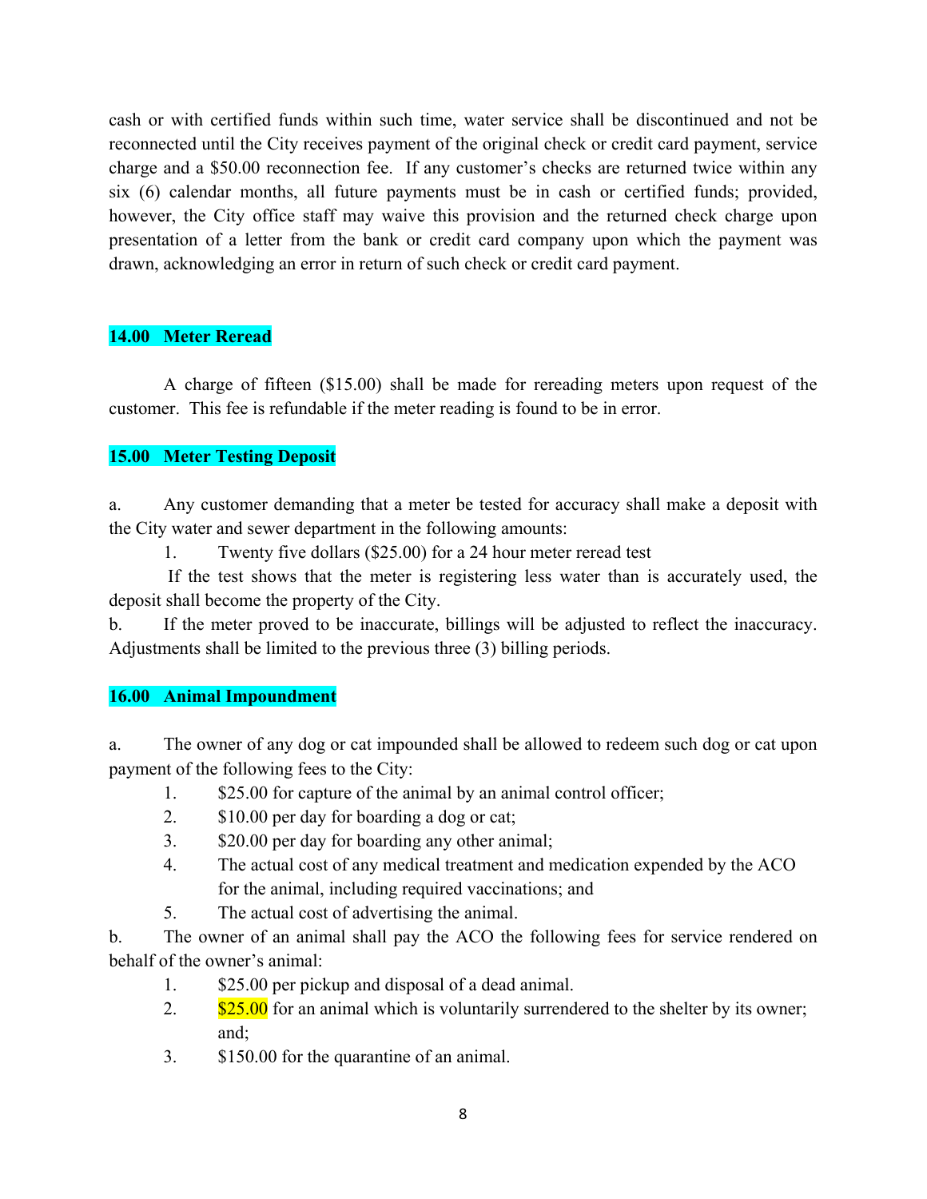cash or with certified funds within such time, water service shall be discontinued and not be reconnected until the City receives payment of the original check or credit card payment, service charge and a $50.00 reconnection fee. If any customer's checks are returned twice within any six (6) calendar months, all future payments must be in cash or certified funds; provided, however, the City office staff may waive this provision and the returned check charge upon presentation of a letter from the bank or credit card company upon which the payment was drawn, acknowledging an error in return of such check or credit card payment.

## 14.00 Meter Reread

A charge of fifteen ($15.00) shall be made for rereading meters upon request of the customer. This fee is refundable if the meter reading is found to be in error.

## 15.00 Meter Testing Deposit

a. Any customer demanding that a meter be tested for accuracy shall make a deposit with the City water and sewer department in the following amounts:

1. Twenty five dollars ($25.00) for a 24 hour meter reread test

If the test shows that the meter is registering less water than is accurately used, the deposit shall become the property of the City.

b. If the meter proved to be inaccurate, billings will be adjusted to reflect the inaccuracy. Adjustments shall be limited to the previous three (3) billing periods.

## 16.00 Animal Impoundment

a. The owner of any dog or cat impounded shall be allowed to redeem such dog or cat upon payment of the following fees to the City:

1. $25.00 for capture of the animal by an animal control officer;
2. $10.00 per day for boarding a dog or cat;
3. $20.00 per day for boarding any other animal;
4. The actual cost of any medical treatment and medication expended by the ACO for the animal, including required vaccinations; and
5. The actual cost of advertising the animal.

b. The owner of an animal shall pay the ACO the following fees for service rendered on behalf of the owner's animal:

1. $25.00 per pickup and disposal of a dead animal.
2. $25.00 for an animal which is voluntarily surrendered to the shelter by its owner; and;
3. $150.00 for the quarantine of an animal.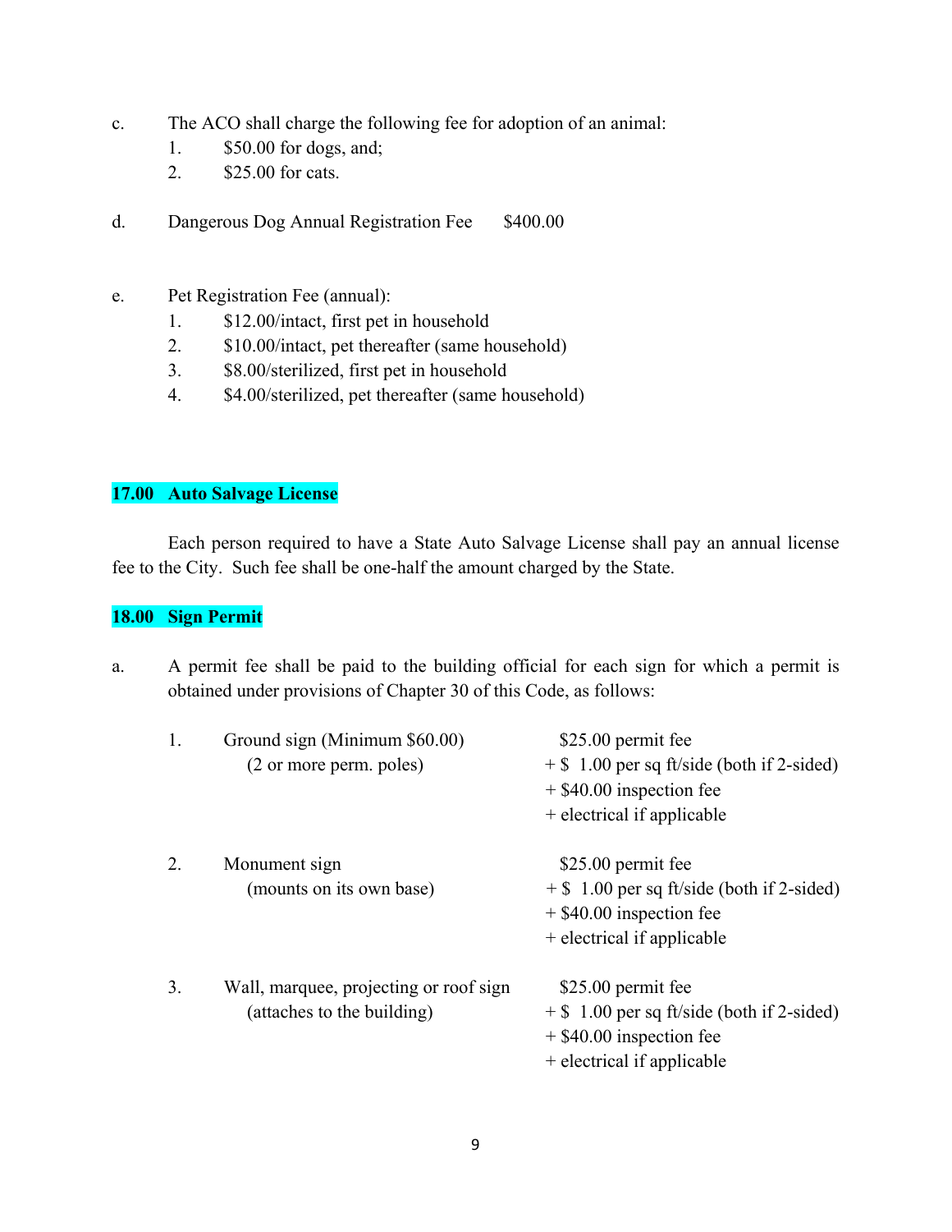c. The ACO shall charge the following fee for adoption of an animal:
   1. $50.00 for dogs, and;
   2. $25.00 for cats.

d. Dangerous Dog Annual Registration Fee $400.00

e. Pet Registration Fee (annual):
   1. $12.00/intact, first pet in household
   2. $10.00/intact, pet thereafter (same household)
   3. $8.00/sterilized, first pet in household
   4. $4.00/sterilized, pet thereafter (same household)

## 17.00 Auto Salvage License

Each person required to have a State Auto Salvage License shall pay an annual license fee to the City. Such fee shall be one-half the amount charged by the State.

## 18.00 Sign Permit

a. A permit fee shall be paid to the building official for each sign for which a permit is obtained under provisions of Chapter 30 of this Code, as follows:

| | Sign Type | Fee |
|---|---|---|
| 1. | Ground sign (Minimum $60.00)<br>(2 or more perm. poles) | $25.00 permit fee<br>+ $ 1.00 per sq ft/side (both if 2-sided)<br>+ $40.00 inspection fee<br>+ electrical if applicable |
| 2. | Monument sign<br>(mounts on its own base) | $25.00 permit fee<br>+ $ 1.00 per sq ft/side (both if 2-sided)<br>+ $40.00 inspection fee<br>+ electrical if applicable |
| 3. | Wall, marquee, projecting or roof sign<br>(attaches to the building) | $25.00 permit fee<br>+ $ 1.00 per sq ft/side (both if 2-sided)<br>+ $40.00 inspection fee<br>+ electrical if applicable |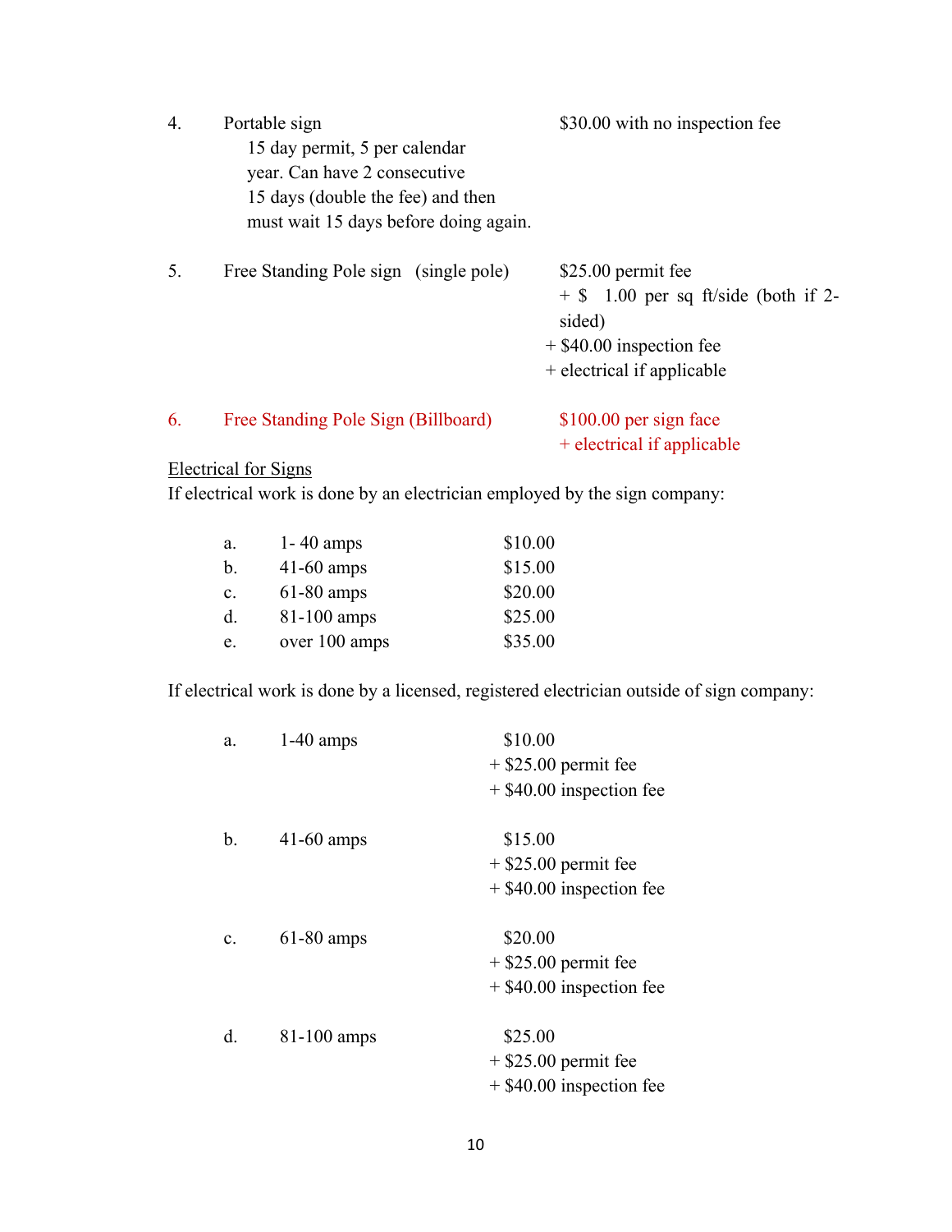4. Portable sign — $30.00 with no inspection fee
   15 day permit, 5 per calendar year. Can have 2 consecutive 15 days (double the fee) and then must wait 15 days before doing again.

5. Free Standing Pole sign (single pole) — $25.00 permit fee
   + $ 1.00 per sq ft/side (both if 2-sided)
   + $40.00 inspection fee
   + electrical if applicable

6. Free Standing Pole Sign (Billboard) — $100.00 per sign face
   + electrical if applicable

<u>Electrical for Signs</u>

If electrical work is done by an electrician employed by the sign company:

| | | |
|---|---|---|
| a. | 1- 40 amps | $10.00 |
| b. | 41-60 amps | $15.00 |
| c. | 61-80 amps | $20.00 |
| d. | 81-100 amps | $25.00 |
| e. | over 100 amps | $35.00 |

If electrical work is done by a licensed, registered electrician outside of sign company:

| | | |
|---|---|---|
| a. | 1-40 amps | $10.00<br>+ $25.00 permit fee<br>+ $40.00 inspection fee |
| b. | 41-60 amps | $15.00<br>+ $25.00 permit fee<br>+ $40.00 inspection fee |
| c. | 61-80 amps | $20.00<br>+ $25.00 permit fee<br>+ $40.00 inspection fee |
| d. | 81-100 amps | $25.00<br>+ $25.00 permit fee<br>+ $40.00 inspection fee |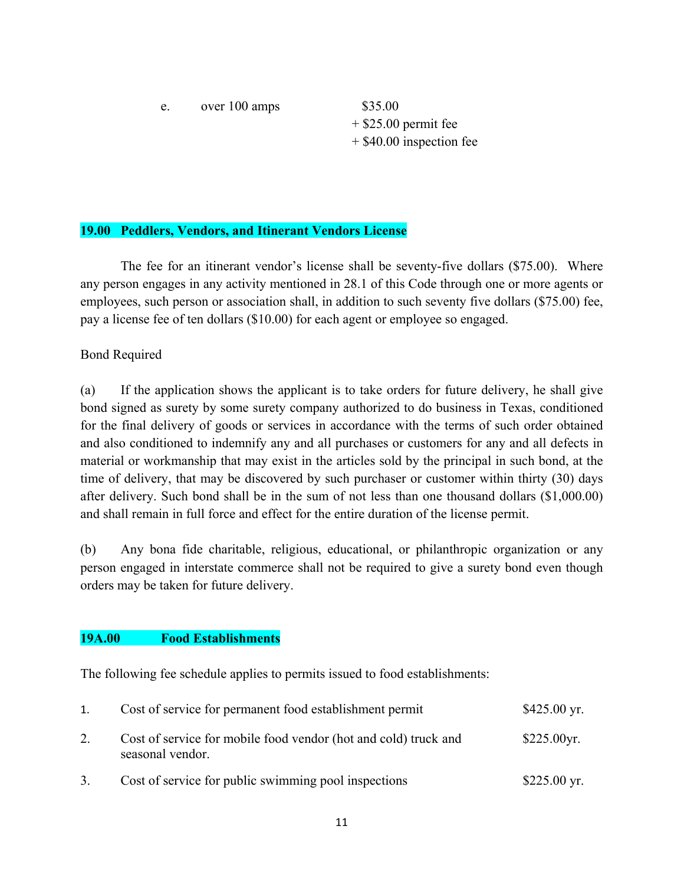e. over 100 amps $35.00
+ $25.00 permit fee
+ $40.00 inspection fee

## 19.00 Peddlers, Vendors, and Itinerant Vendors License

The fee for an itinerant vendor's license shall be seventy-five dollars ($75.00). Where any person engages in any activity mentioned in 28.1 of this Code through one or more agents or employees, such person or association shall, in addition to such seventy five dollars ($75.00) fee, pay a license fee of ten dollars ($10.00) for each agent or employee so engaged.

Bond Required

(a) If the application shows the applicant is to take orders for future delivery, he shall give bond signed as surety by some surety company authorized to do business in Texas, conditioned for the final delivery of goods or services in accordance with the terms of such order obtained and also conditioned to indemnify any and all purchases or customers for any and all defects in material or workmanship that may exist in the articles sold by the principal in such bond, at the time of delivery, that may be discovered by such purchaser or customer within thirty (30) days after delivery. Such bond shall be in the sum of not less than one thousand dollars ($1,000.00) and shall remain in full force and effect for the entire duration of the license permit.

(b) Any bona fide charitable, religious, educational, or philanthropic organization or any person engaged in interstate commerce shall not be required to give a surety bond even though orders may be taken for future delivery.

## 19A.00 Food Establishments

The following fee schedule applies to permits issued to food establishments:

| | | |
|---|---|---|
| 1. | Cost of service for permanent food establishment permit | $425.00 yr. |
| 2. | Cost of service for mobile food vendor (hot and cold) truck and seasonal vendor. | $225.00yr. |
| 3. | Cost of service for public swimming pool inspections | $225.00 yr. |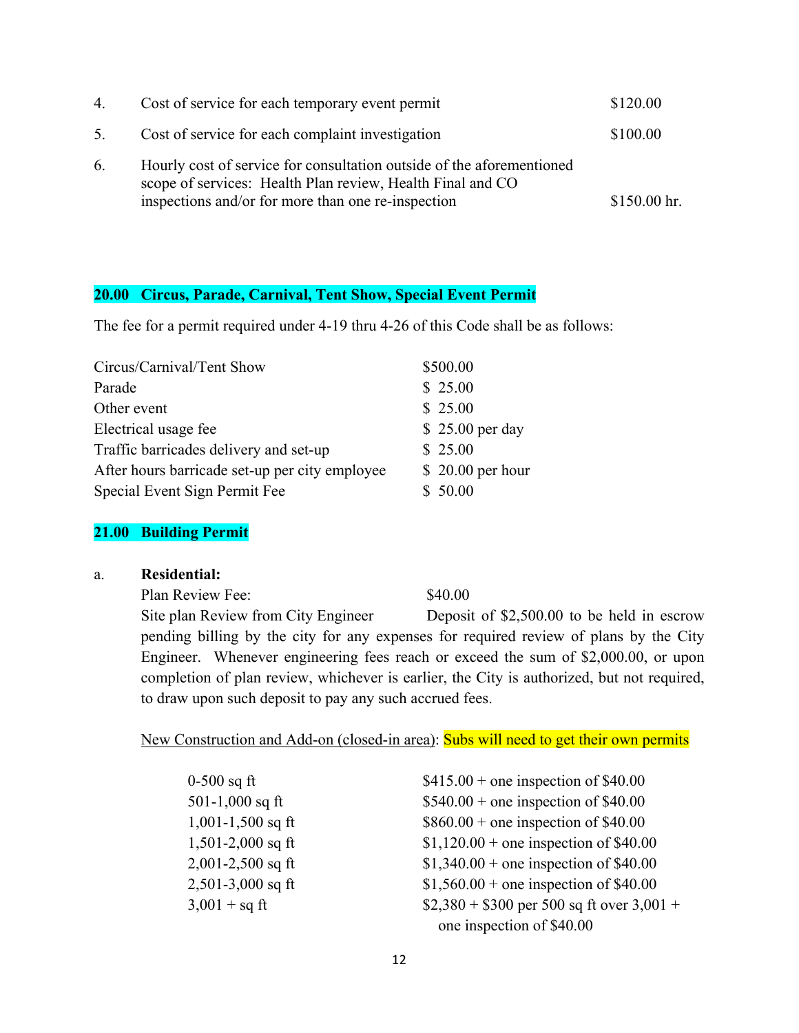4. Cost of service for each temporary event permit — $120.00

5. Cost of service for each complaint investigation — $100.00

6. Hourly cost of service for consultation outside of the aforementioned scope of services: Health Plan review, Health Final and CO inspections and/or for more than one re-inspection — $150.00 hr.

## 20.00 Circus, Parade, Carnival, Tent Show, Special Event Permit

The fee for a permit required under 4-19 thru 4-26 of this Code shall be as follows:

| | |
|---|---|
| Circus/Carnival/Tent Show | $500.00 |
| Parade | $ 25.00 |
| Other event | $ 25.00 |
| Electrical usage fee | $ 25.00 per day |
| Traffic barricades delivery and set-up | $ 25.00 |
| After hours barricade set-up per city employee | $ 20.00 per hour |
| Special Event Sign Permit Fee | $ 50.00 |

## 21.00 Building Permit

a. **Residential:**

Plan Review Fee: $40.00

Site plan Review from City Engineer Deposit of $2,500.00 to be held in escrow pending billing by the city for any expenses for required review of plans by the City Engineer. Whenever engineering fees reach or exceed the sum of $2,000.00, or upon completion of plan review, whichever is earlier, the City is authorized, but not required, to draw upon such deposit to pay any such accrued fees.

New Construction and Add-on (closed-in area): Subs will need to get their own permits

| | |
|---|---|
| 0-500 sq ft | $415.00 + one inspection of $40.00 |
| 501-1,000 sq ft | $540.00 + one inspection of $40.00 |
| 1,001-1,500 sq ft | $860.00 + one inspection of $40.00 |
| 1,501-2,000 sq ft | $1,120.00 + one inspection of $40.00 |
| 2,001-2,500 sq ft | $1,340.00 + one inspection of $40.00 |
| 2,501-3,000 sq ft | $1,560.00 + one inspection of $40.00 |
| 3,001 + sq ft | $2,380 + $300 per 500 sq ft over 3,001 + one inspection of $40.00 |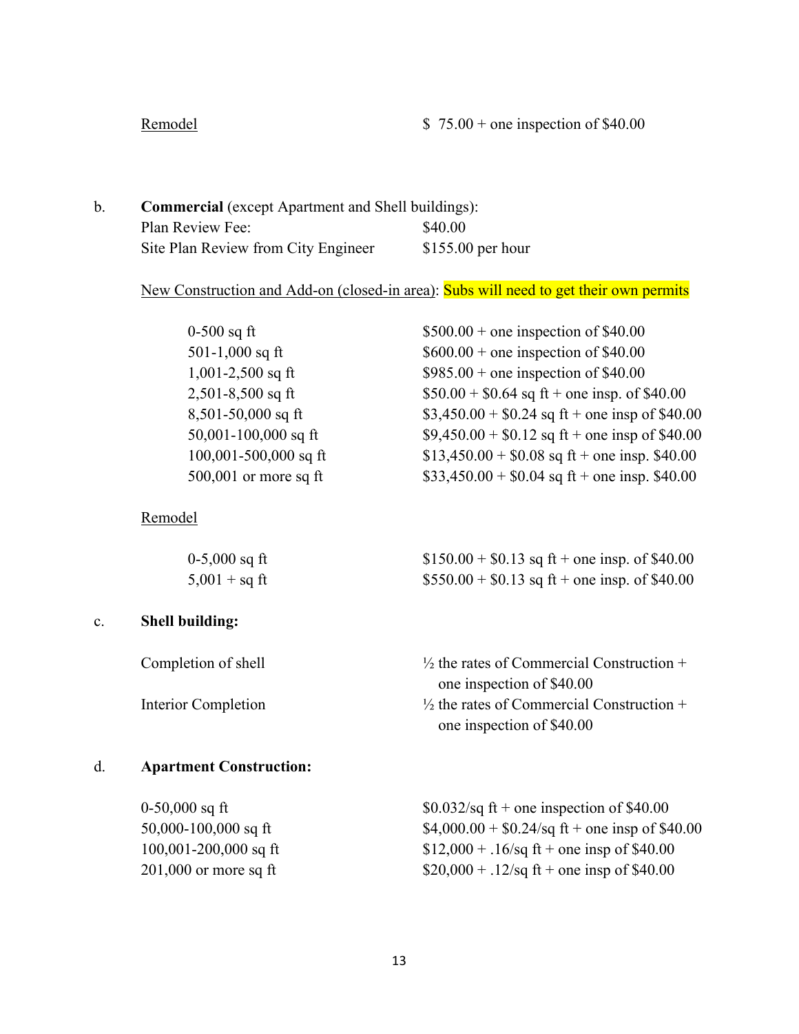Remodel — $ 75.00 + one inspection of $40.00

b. **Commercial** (except Apartment and Shell buildings):

| | |
|---|---|
| Plan Review Fee: | $40.00 |
| Site Plan Review from City Engineer | $155.00 per hour |

New Construction and Add-on (closed-in area): Subs will need to get their own permits

| | |
|---|---|
| 0-500 sq ft | $500.00 + one inspection of $40.00 |
| 501-1,000 sq ft | $600.00 + one inspection of $40.00 |
| 1,001-2,500 sq ft | $985.00 + one inspection of $40.00 |
| 2,501-8,500 sq ft | $50.00 + $0.64 sq ft + one insp. of $40.00 |
| 8,501-50,000 sq ft | $3,450.00 + $0.24 sq ft + one insp of $40.00 |
| 50,001-100,000 sq ft | $9,450.00 + $0.12 sq ft + one insp of $40.00 |
| 100,001-500,000 sq ft | $13,450.00 + $0.08 sq ft + one insp. $40.00 |
| 500,001 or more sq ft | $33,450.00 + $0.04 sq ft + one insp. $40.00 |

Remodel

| | |
|---|---|
| 0-5,000 sq ft | $150.00 + $0.13 sq ft + one insp. of $40.00 |
| 5,001 + sq ft | $550.00 + $0.13 sq ft + one insp. of $40.00 |

c. **Shell building:**

| | |
|---|---|
| Completion of shell | ½ the rates of Commercial Construction + one inspection of $40.00 |
| Interior Completion | ½ the rates of Commercial Construction + one inspection of $40.00 |

d. **Apartment Construction:**

| | |
|---|---|
| 0-50,000 sq ft | $0.032/sq ft + one inspection of $40.00 |
| 50,000-100,000 sq ft | $4,000.00 + $0.24/sq ft + one insp of $40.00 |
| 100,001-200,000 sq ft | $12,000 + .16/sq ft + one insp of $40.00 |
| 201,000 or more sq ft | $20,000 + .12/sq ft + one insp of $40.00 |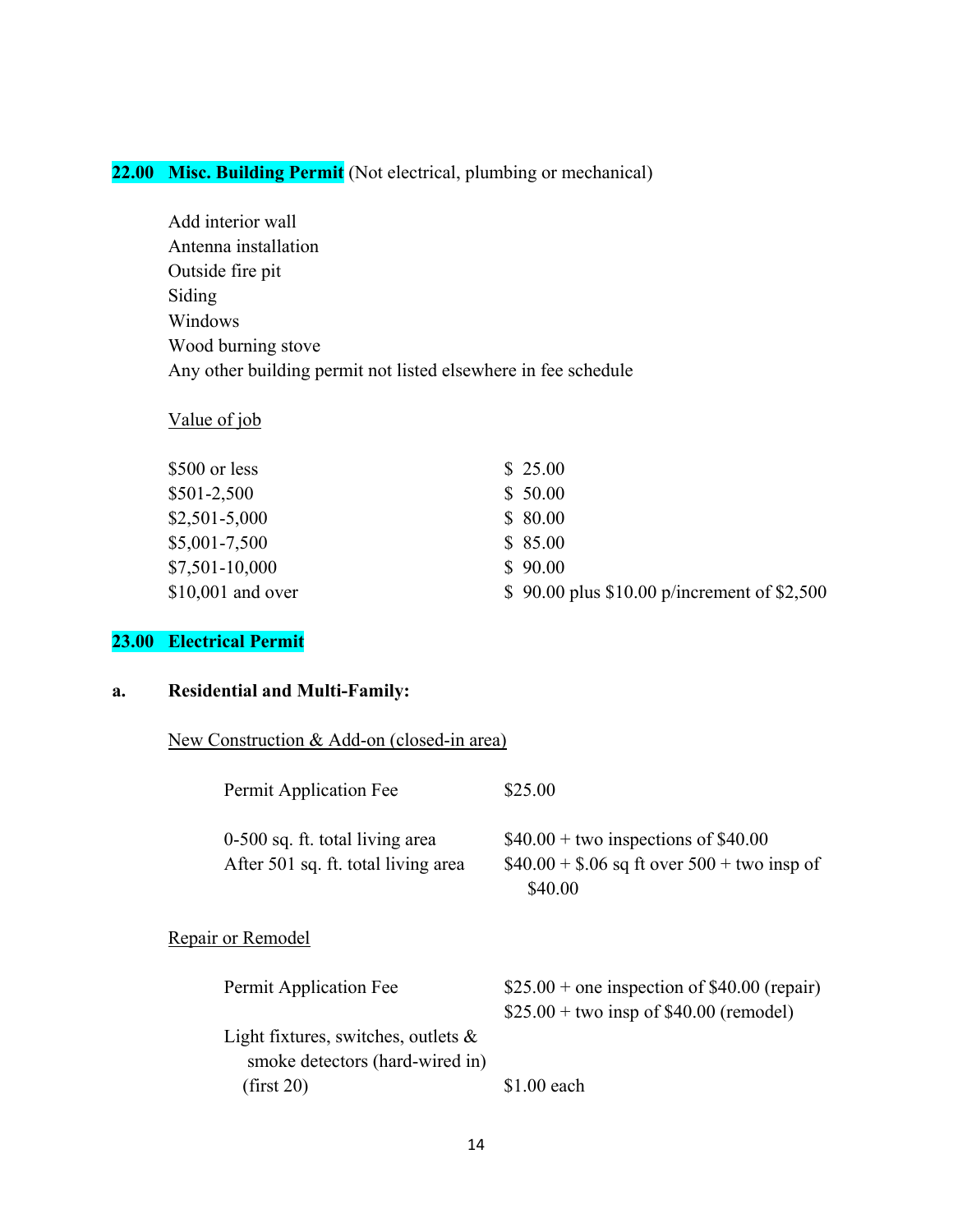## 22.00 Misc. Building Permit (Not electrical, plumbing or mechanical)

Add interior wall
Antenna installation
Outside fire pit
Siding
Windows
Wood burning stove
Any other building permit not listed elsewhere in fee schedule

Value of job

| | |
|---|---|
| $500 or less | $ 25.00 |
| $501-2,500 | $ 50.00 |
| $2,501-5,000 | $ 80.00 |
| $5,001-7,500 | $ 85.00 |
| $7,501-10,000 | $ 90.00 |
| $10,001 and over | $ 90.00 plus $10.00 p/increment of $2,500 |

## 23.00 Electrical Permit

### a. Residential and Multi-Family:

New Construction & Add-on (closed-in area)

| | |
|---|---|
| Permit Application Fee | $25.00 |
| 0-500 sq. ft. total living area | $40.00 + two inspections of $40.00 |
| After 501 sq. ft. total living area | $40.00 + $.06 sq ft over 500 + two insp of $40.00 |

Repair or Remodel

| | |
|---|---|
| Permit Application Fee | $25.00 + one inspection of $40.00 (repair)<br>$25.00 + two insp of $40.00 (remodel) |
| Light fixtures, switches, outlets & smoke detectors (hard-wired in) (first 20) | $1.00 each |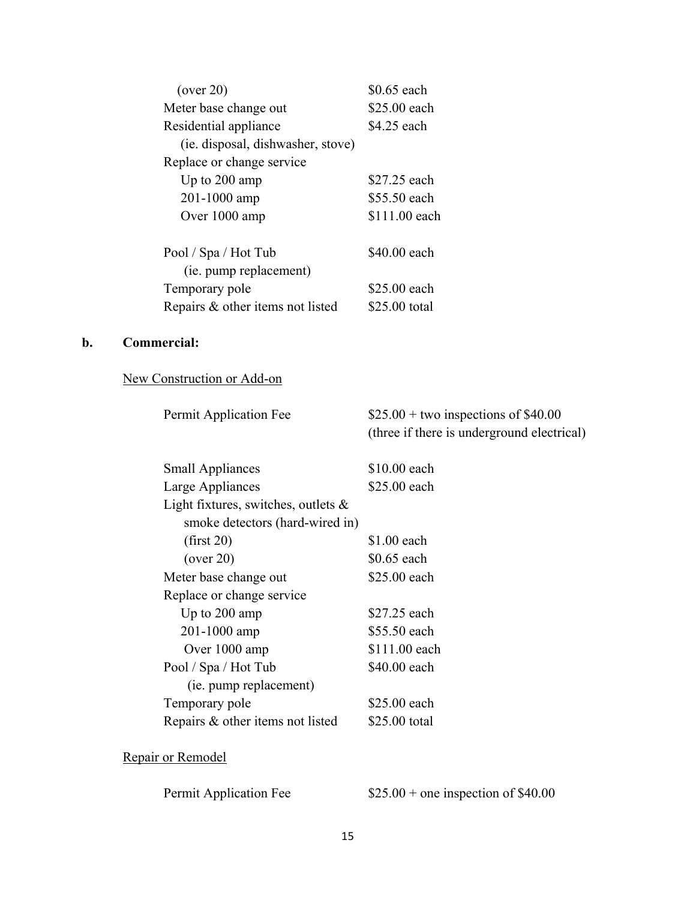| | |
|---|---|
| (over 20) | $0.65 each |
| Meter base change out | $25.00 each |
| Residential appliance (ie. disposal, dishwasher, stove) | $4.25 each |
| Replace or change service | |
| Up to 200 amp | $27.25 each |
| 201-1000 amp | $55.50 each |
| Over 1000 amp | $111.00 each |
| Pool / Spa / Hot Tub (ie. pump replacement) | $40.00 each |
| Temporary pole | $25.00 each |
| Repairs & other items not listed | $25.00 total |

**b. Commercial:**

<u>New Construction or Add-on</u>

| | |
|---|---|
| Permit Application Fee | $25.00 + two inspections of $40.00 (three if there is underground electrical) |
| Small Appliances | $10.00 each |
| Large Appliances | $25.00 each |
| Light fixtures, switches, outlets & smoke detectors (hard-wired in) | |
| (first 20) | $1.00 each |
| (over 20) | $0.65 each |
| Meter base change out | $25.00 each |
| Replace or change service | |
| Up to 200 amp | $27.25 each |
| 201-1000 amp | $55.50 each |
| Over 1000 amp | $111.00 each |
| Pool / Spa / Hot Tub (ie. pump replacement) | $40.00 each |
| Temporary pole | $25.00 each |
| Repairs & other items not listed | $25.00 total |

<u>Repair or Remodel</u>

| | |
|---|---|
| Permit Application Fee | $25.00 + one inspection of $40.00 |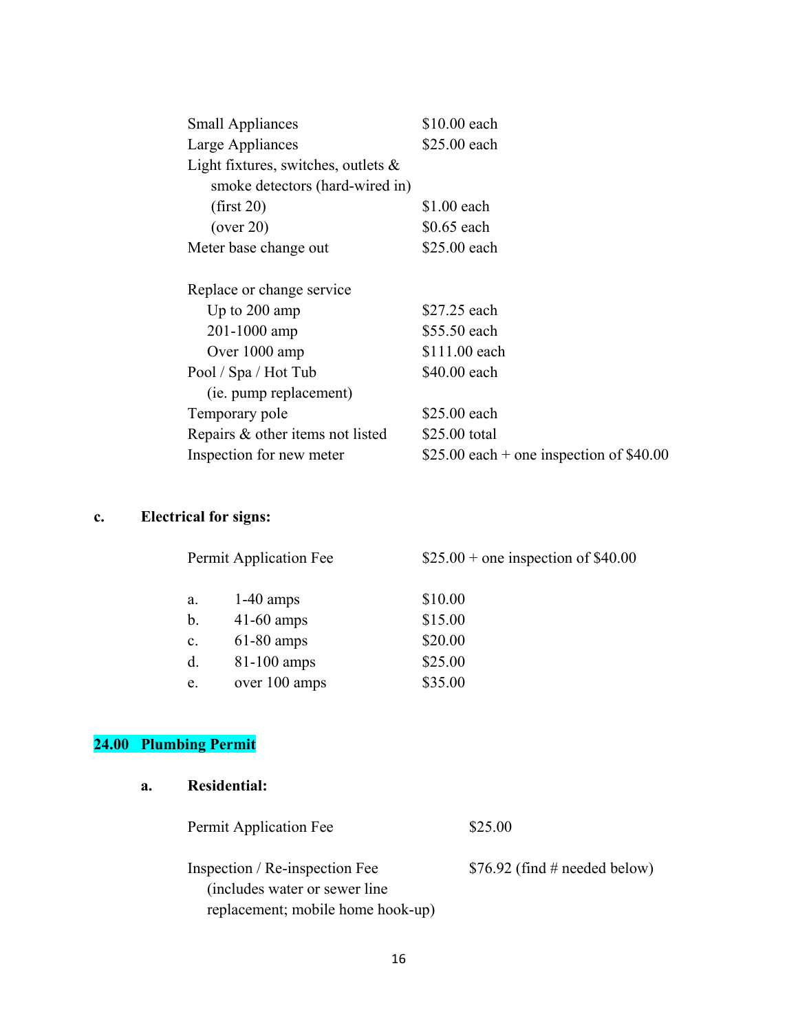| | |
|---|---|
| Small Appliances | $10.00 each |
| Large Appliances | $25.00 each |
| Light fixtures, switches, outlets & smoke detectors (hard-wired in) | |
| (first 20) | $1.00 each |
| (over 20) | $0.65 each |
| Meter base change out | $25.00 each |
| Replace or change service | |
| Up to 200 amp | $27.25 each |
| 201-1000 amp | $55.50 each |
| Over 1000 amp | $111.00 each |
| Pool / Spa / Hot Tub (ie. pump replacement) | $40.00 each |
| Temporary pole | $25.00 each |
| Repairs & other items not listed | $25.00 total |
| Inspection for new meter | $25.00 each + one inspection of $40.00 |

**c. Electrical for signs:**

| | | |
|---|---|---|
| Permit Application Fee | | $25.00 + one inspection of $40.00 |
| a. | 1-40 amps | $10.00 |
| b. | 41-60 amps | $15.00 |
| c. | 61-80 amps | $20.00 |
| d. | 81-100 amps | $25.00 |
| e. | over 100 amps | $35.00 |

## 24.00 Plumbing Permit

**a. Residential:**

| | |
|---|---|
| Permit Application Fee | $25.00 |
| Inspection / Re-inspection Fee (includes water or sewer line replacement; mobile home hook-up) | $76.92 (find # needed below) |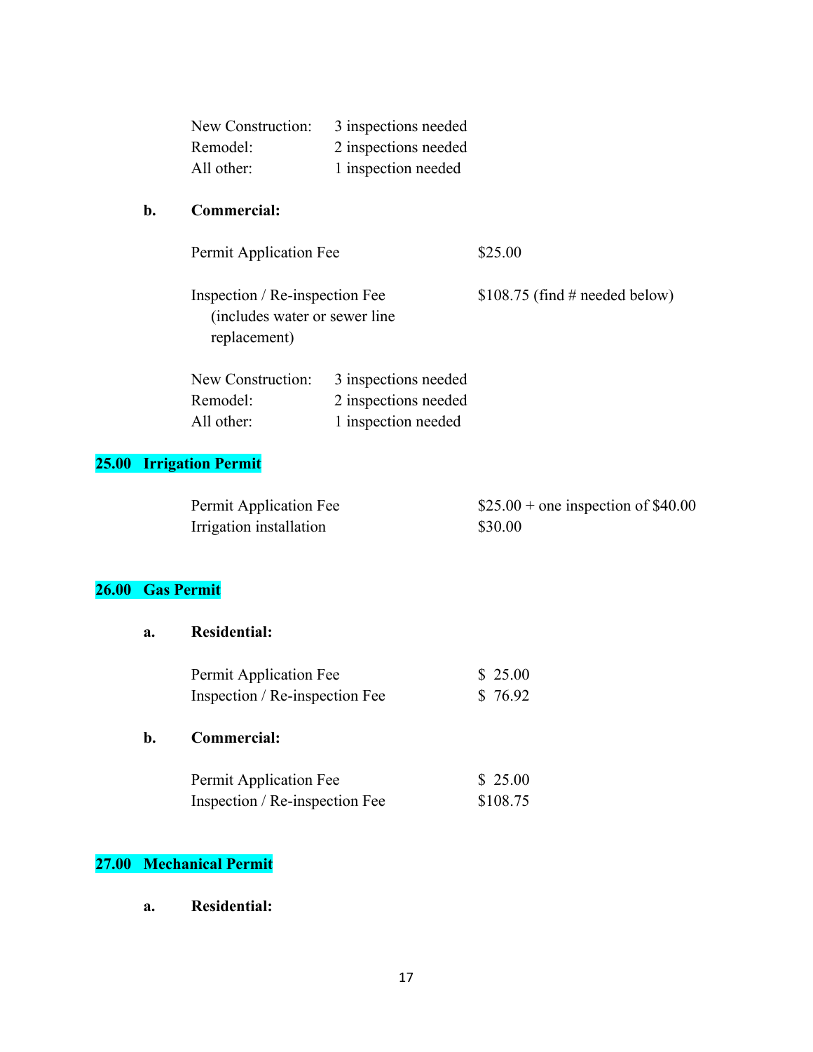| | |
|---|---|
| New Construction: | 3 inspections needed |
| Remodel: | 2 inspections needed |
| All other: | 1 inspection needed |

**b. Commercial:**

| | |
|---|---|
| Permit Application Fee | $25.00 |
| Inspection / Re-inspection Fee (includes water or sewer line replacement) | $108.75 (find # needed below) |

| | |
|---|---|
| New Construction: | 3 inspections needed |
| Remodel: | 2 inspections needed |
| All other: | 1 inspection needed |

## 25.00 Irrigation Permit

| | |
|---|---|
| Permit Application Fee | $25.00 + one inspection of $40.00 |
| Irrigation installation | $30.00 |

## 26.00 Gas Permit

**a. Residential:**

| | |
|---|---|
| Permit Application Fee | $ 25.00 |
| Inspection / Re-inspection Fee | $ 76.92 |

**b. Commercial:**

| | |
|---|---|
| Permit Application Fee | $ 25.00 |
| Inspection / Re-inspection Fee | $108.75 |

## 27.00 Mechanical Permit

**a. Residential:**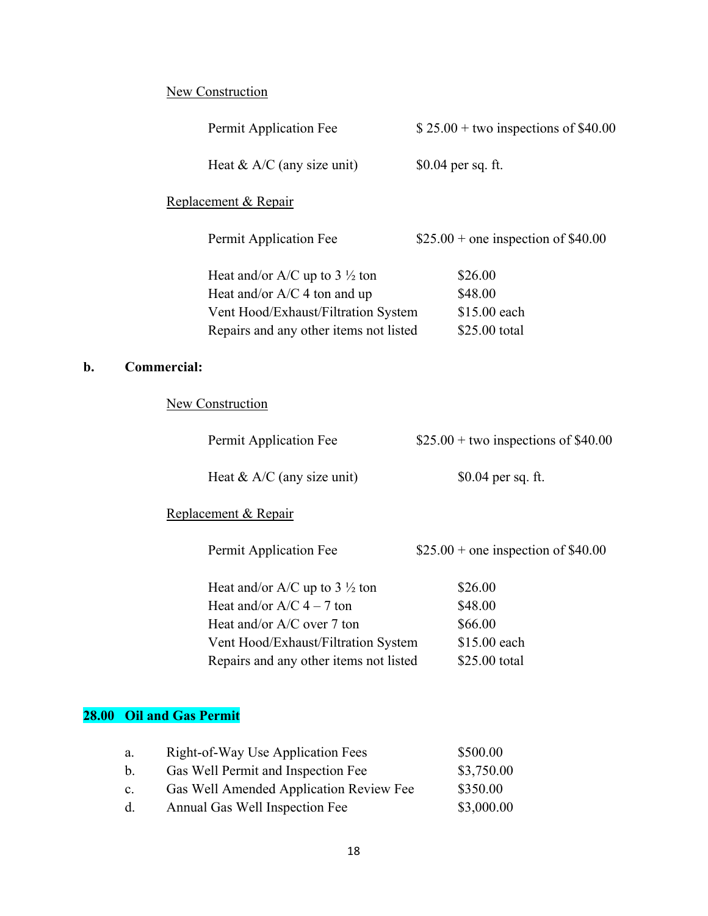<u>New Construction</u>

| | |
|---|---|
| Permit Application Fee | $ 25.00 + two inspections of $40.00 |
| Heat & A/C (any size unit) | $0.04 per sq. ft. |

<u>Replacement & Repair</u>

| | |
|---|---|
| Permit Application Fee | $25.00 + one inspection of $40.00 |
| Heat and/or A/C up to 3 ½ ton | $26.00 |
| Heat and/or A/C 4 ton and up | $48.00 |
| Vent Hood/Exhaust/Filtration System | $15.00 each |
| Repairs and any other items not listed | $25.00 total |

**b. Commercial:**

<u>New Construction</u>

| | |
|---|---|
| Permit Application Fee | $25.00 + two inspections of $40.00 |
| Heat & A/C (any size unit) | $0.04 per sq. ft. |

<u>Replacement & Repair</u>

| | |
|---|---|
| Permit Application Fee | $25.00 + one inspection of $40.00 |
| Heat and/or A/C up to 3 ½ ton | $26.00 |
| Heat and/or A/C 4 – 7 ton | $48.00 |
| Heat and/or A/C over 7 ton | $66.00 |
| Vent Hood/Exhaust/Filtration System | $15.00 each |
| Repairs and any other items not listed | $25.00 total |

## 28.00 Oil and Gas Permit

| | | |
|---|---|---|
| a. | Right-of-Way Use Application Fees | $500.00 |
| b. | Gas Well Permit and Inspection Fee | $3,750.00 |
| c. | Gas Well Amended Application Review Fee | $350.00 |
| d. | Annual Gas Well Inspection Fee | $3,000.00 |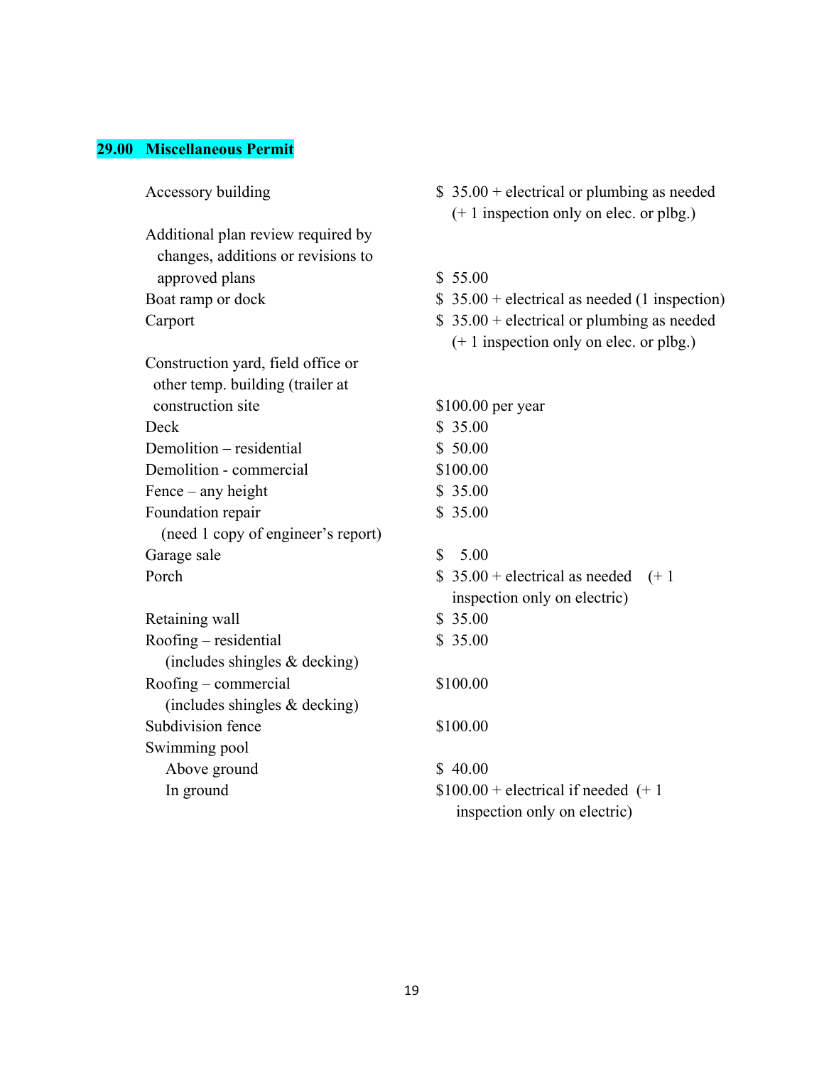## 29.00 Miscellaneous Permit

| Item | Fee |
|---|---|
| Accessory building | $ 35.00 + electrical or plumbing as needed (+ 1 inspection only on elec. or plbg.) |
| Additional plan review required by changes, additions or revisions to approved plans | $ 55.00 |
| Boat ramp or dock | $ 35.00 + electrical as needed (1 inspection) |
| Carport | $ 35.00 + electrical or plumbing as needed (+ 1 inspection only on elec. or plbg.) |
| Construction yard, field office or other temp. building (trailer at construction site | $100.00 per year |
| Deck | $ 35.00 |
| Demolition – residential | $ 50.00 |
| Demolition - commercial | $100.00 |
| Fence – any height | $ 35.00 |
| Foundation repair (need 1 copy of engineer's report) | $ 35.00 |
| Garage sale | $ 5.00 |
| Porch | $ 35.00 + electrical as needed (+ 1 inspection only on electric) |
| Retaining wall | $ 35.00 |
| Roofing – residential (includes shingles & decking) | $ 35.00 |
| Roofing – commercial (includes shingles & decking) | $100.00 |
| Subdivision fence | $100.00 |
| Swimming pool | |
| Above ground | $ 40.00 |
| In ground | $100.00 + electrical if needed (+ 1 inspection only on electric) |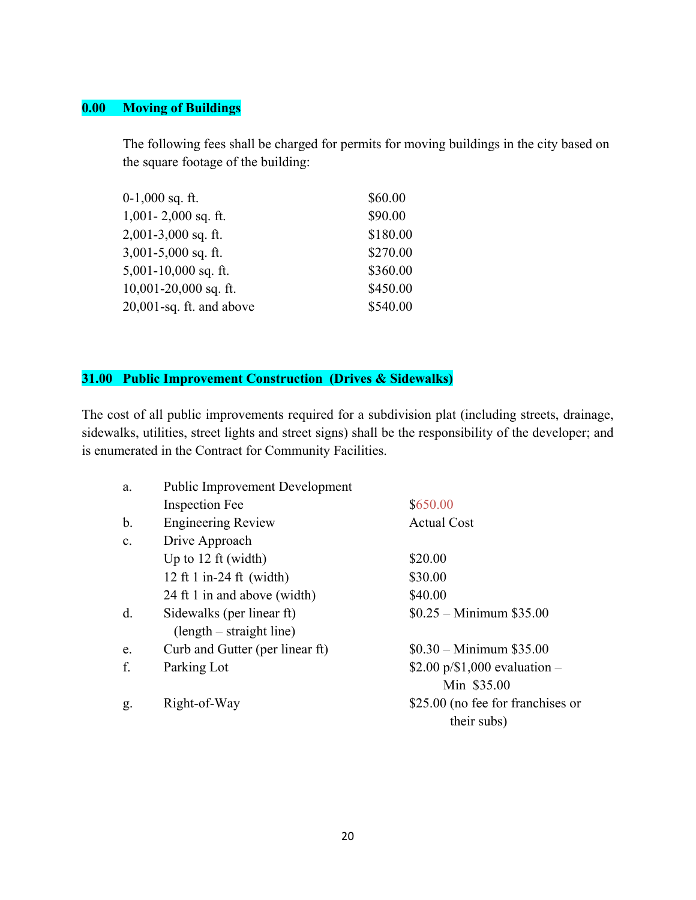## 0.00 Moving of Buildings

The following fees shall be charged for permits for moving buildings in the city based on the square footage of the building:

| | |
|---|---|
| 0-1,000 sq. ft. | $60.00 |
| 1,001- 2,000 sq. ft. | $90.00 |
| 2,001-3,000 sq. ft. | $180.00 |
| 3,001-5,000 sq. ft. | $270.00 |
| 5,001-10,000 sq. ft. | $360.00 |
| 10,001-20,000 sq. ft. | $450.00 |
| 20,001-sq. ft. and above | $540.00 |

## 31.00 Public Improvement Construction (Drives & Sidewalks)

The cost of all public improvements required for a subdivision plat (including streets, drainage, sidewalks, utilities, street lights and street signs) shall be the responsibility of the developer; and is enumerated in the Contract for Community Facilities.

| | | |
|---|---|---|
| a. | Public Improvement Development Inspection Fee | $650.00 |
| b. | Engineering Review | Actual Cost |
| c. | Drive Approach | |
| | Up to 12 ft (width) | $20.00 |
| | 12 ft 1 in-24 ft (width) | $30.00 |
| | 24 ft 1 in and above (width) | $40.00 |
| d. | Sidewalks (per linear ft) (length – straight line) | $0.25 – Minimum $35.00 |
| e. | Curb and Gutter (per linear ft) | $0.30 – Minimum $35.00 |
| f. | Parking Lot | $2.00 p/$1,000 evaluation – Min $35.00 |
| g. | Right-of-Way | $25.00 (no fee for franchises or their subs) |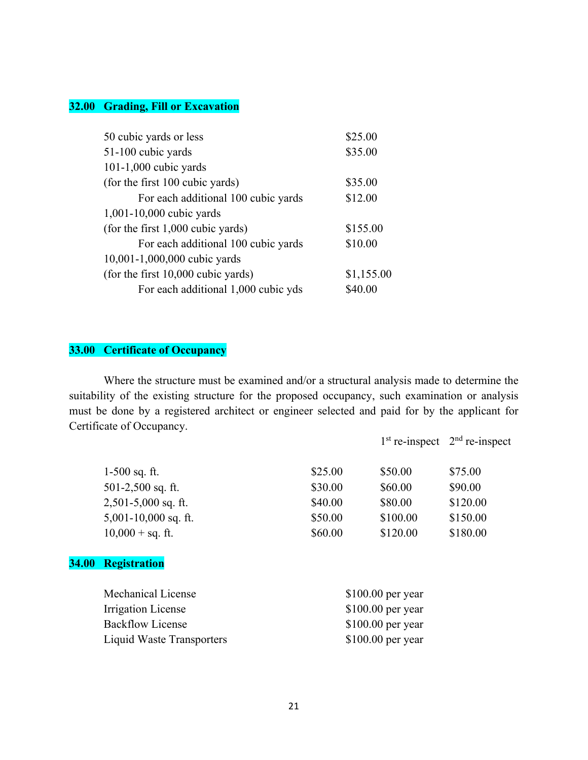## 32.00 Grading, Fill or Excavation

| | |
|---|---|
| 50 cubic yards or less | $25.00 |
| 51-100 cubic yards | $35.00 |
| 101-1,000 cubic yards | |
| (for the first 100 cubic yards) | $35.00 |
| For each additional 100 cubic yards | $12.00 |
| 1,001-10,000 cubic yards | |
| (for the first 1,000 cubic yards) | $155.00 |
| For each additional 100 cubic yards | $10.00 |
| 10,001-1,000,000 cubic yards | |
| (for the first 10,000 cubic yards) | $1,155.00 |
| For each additional 1,000 cubic yds | $40.00 |

## 33.00 Certificate of Occupancy

Where the structure must be examined and/or a structural analysis made to determine the suitability of the existing structure for the proposed occupancy, such examination or analysis must be done by a registered architect or engineer selected and paid for by the applicant for Certificate of Occupancy.

| | | 1st re-inspect | 2nd re-inspect |
|---|---|---|---|
| 1-500 sq. ft. | $25.00 | $50.00 | $75.00 |
| 501-2,500 sq. ft. | $30.00 | $60.00 | $90.00 |
| 2,501-5,000 sq. ft. | $40.00 | $80.00 | $120.00 |
| 5,001-10,000 sq. ft. | $50.00 | $100.00 | $150.00 |
| 10,000 + sq. ft. | $60.00 | $120.00 | $180.00 |

## 34.00 Registration

| | |
|---|---|
| Mechanical License | $100.00 per year |
| Irrigation License | $100.00 per year |
| Backflow License | $100.00 per year |
| Liquid Waste Transporters | $100.00 per year |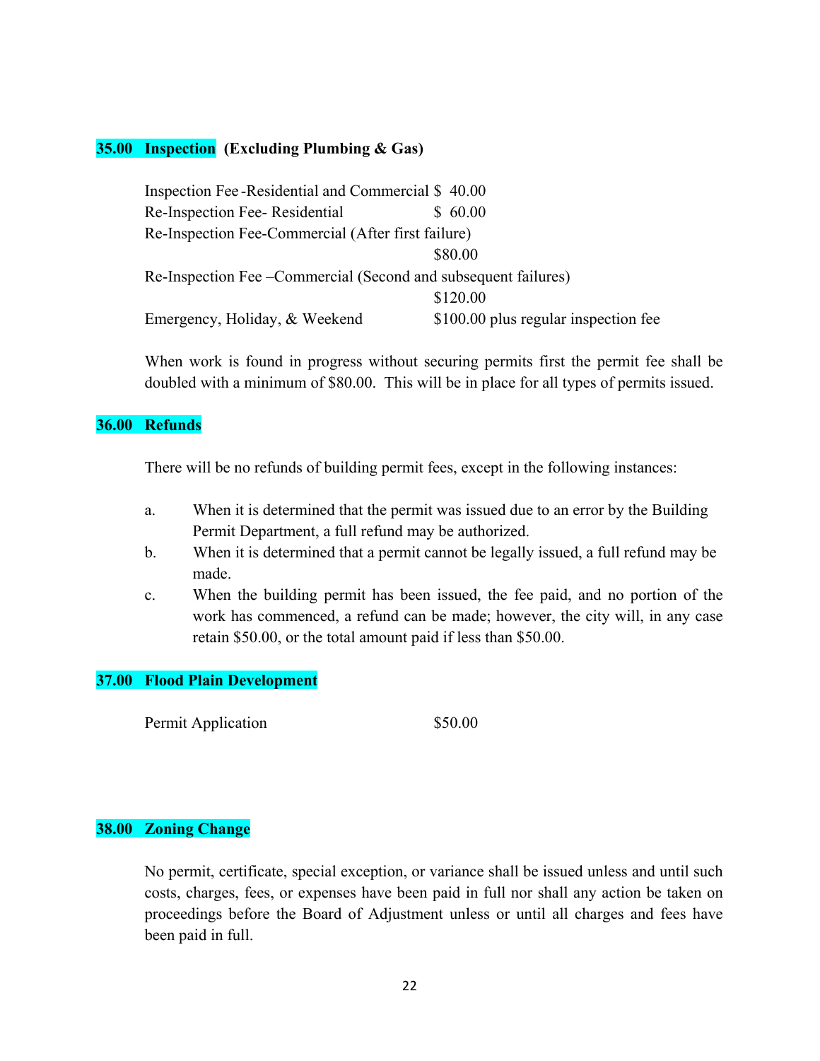## 35.00 Inspection (Excluding Plumbing & Gas)

| | |
|---|---|
| Inspection Fee -Residential and Commercial | $ 40.00 |
| Re-Inspection Fee- Residential | $ 60.00 |
| Re-Inspection Fee-Commercial (After first failure) | $80.00 |
| Re-Inspection Fee –Commercial (Second and subsequent failures) | $120.00 |
| Emergency, Holiday, & Weekend | $100.00 plus regular inspection fee |

When work is found in progress without securing permits first the permit fee shall be doubled with a minimum of $80.00. This will be in place for all types of permits issued.

## 36.00 Refunds

There will be no refunds of building permit fees, except in the following instances:

a. When it is determined that the permit was issued due to an error by the Building Permit Department, a full refund may be authorized.

b. When it is determined that a permit cannot be legally issued, a full refund may be made.

c. When the building permit has been issued, the fee paid, and no portion of the work has commenced, a refund can be made; however, the city will, in any case retain $50.00, or the total amount paid if less than $50.00.

## 37.00 Flood Plain Development

| | |
|---|---|
| Permit Application | $50.00 |

## 38.00 Zoning Change

No permit, certificate, special exception, or variance shall be issued unless and until such costs, charges, fees, or expenses have been paid in full nor shall any action be taken on proceedings before the Board of Adjustment unless or until all charges and fees have been paid in full.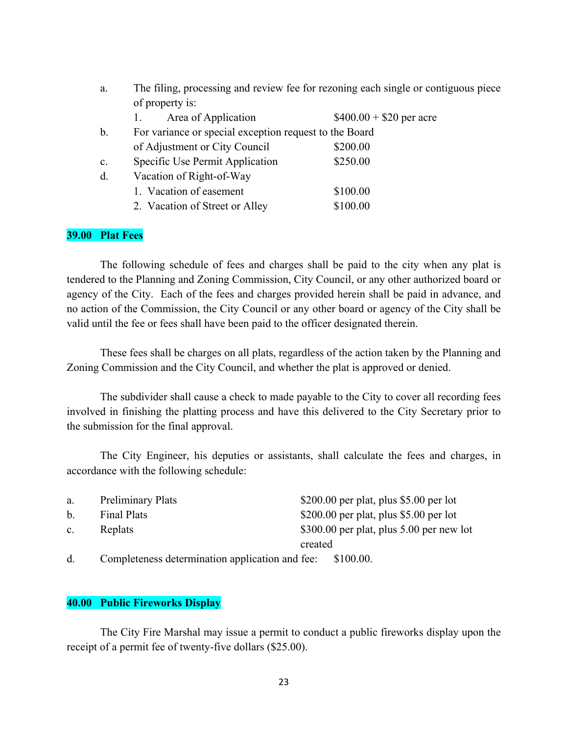a. The filing, processing and review fee for rezoning each single or contiguous piece of property is:

   1. Area of Application — $400.00 + $20 per acre

b. For variance or special exception request to the Board of Adjustment or City Council — $200.00

c. Specific Use Permit Application — $250.00

d. Vacation of Right-of-Way

   1. Vacation of easement — $100.00
   2. Vacation of Street or Alley — $100.00

## 39.00 Plat Fees

The following schedule of fees and charges shall be paid to the city when any plat is tendered to the Planning and Zoning Commission, City Council, or any other authorized board or agency of the City. Each of the fees and charges provided herein shall be paid in advance, and no action of the Commission, the City Council or any other board or agency of the City shall be valid until the fee or fees shall have been paid to the officer designated therein.

These fees shall be charges on all plats, regardless of the action taken by the Planning and Zoning Commission and the City Council, and whether the plat is approved or denied.

The subdivider shall cause a check to made payable to the City to cover all recording fees involved in finishing the platting process and have this delivered to the City Secretary prior to the submission for the final approval.

The City Engineer, his deputies or assistants, shall calculate the fees and charges, in accordance with the following schedule:

a. Preliminary Plats — $200.00 per plat, plus $5.00 per lot

b. Final Plats — $200.00 per plat, plus $5.00 per lot

c. Replats — $300.00 per plat, plus 5.00 per new lot created

d. Completeness determination application and fee: $100.00.

## 40.00 Public Fireworks Display

The City Fire Marshal may issue a permit to conduct a public fireworks display upon the receipt of a permit fee of twenty-five dollars ($25.00).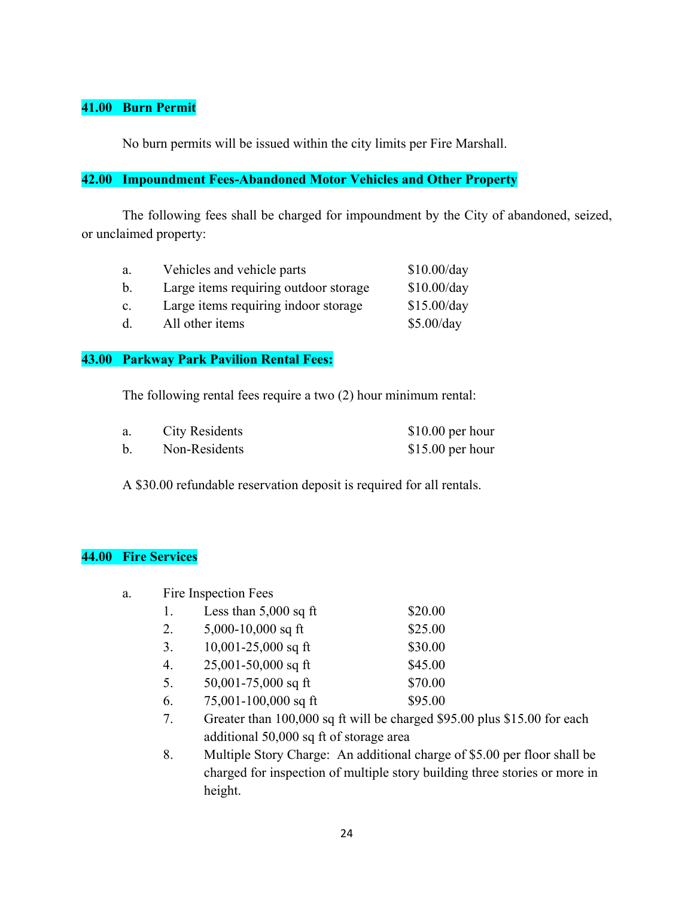## 41.00 Burn Permit

No burn permits will be issued within the city limits per Fire Marshall.

## 42.00 Impoundment Fees-Abandoned Motor Vehicles and Other Property

The following fees shall be charged for impoundment by the City of abandoned, seized, or unclaimed property:

| | | |
|---|---|---|
| a. | Vehicles and vehicle parts | $10.00/day |
| b. | Large items requiring outdoor storage | $10.00/day |
| c. | Large items requiring indoor storage | $15.00/day |
| d. | All other items | $5.00/day |

## 43.00 Parkway Park Pavilion Rental Fees:

The following rental fees require a two (2) hour minimum rental:

| | | |
|---|---|---|
| a. | City Residents | $10.00 per hour |
| b. | Non-Residents | $15.00 per hour |

A $30.00 refundable reservation deposit is required for all rentals.

## 44.00 Fire Services

a. Fire Inspection Fees

| | | |
|---|---|---|
| 1. | Less than 5,000 sq ft | $20.00 |
| 2. | 5,000-10,000 sq ft | $25.00 |
| 3. | 10,001-25,000 sq ft | $30.00 |
| 4. | 25,001-50,000 sq ft | $45.00 |
| 5. | 50,001-75,000 sq ft | $70.00 |
| 6. | 75,001-100,000 sq ft | $95.00 |

7. Greater than 100,000 sq ft will be charged $95.00 plus $15.00 for each additional 50,000 sq ft of storage area
8. Multiple Story Charge: An additional charge of $5.00 per floor shall be charged for inspection of multiple story building three stories or more in height.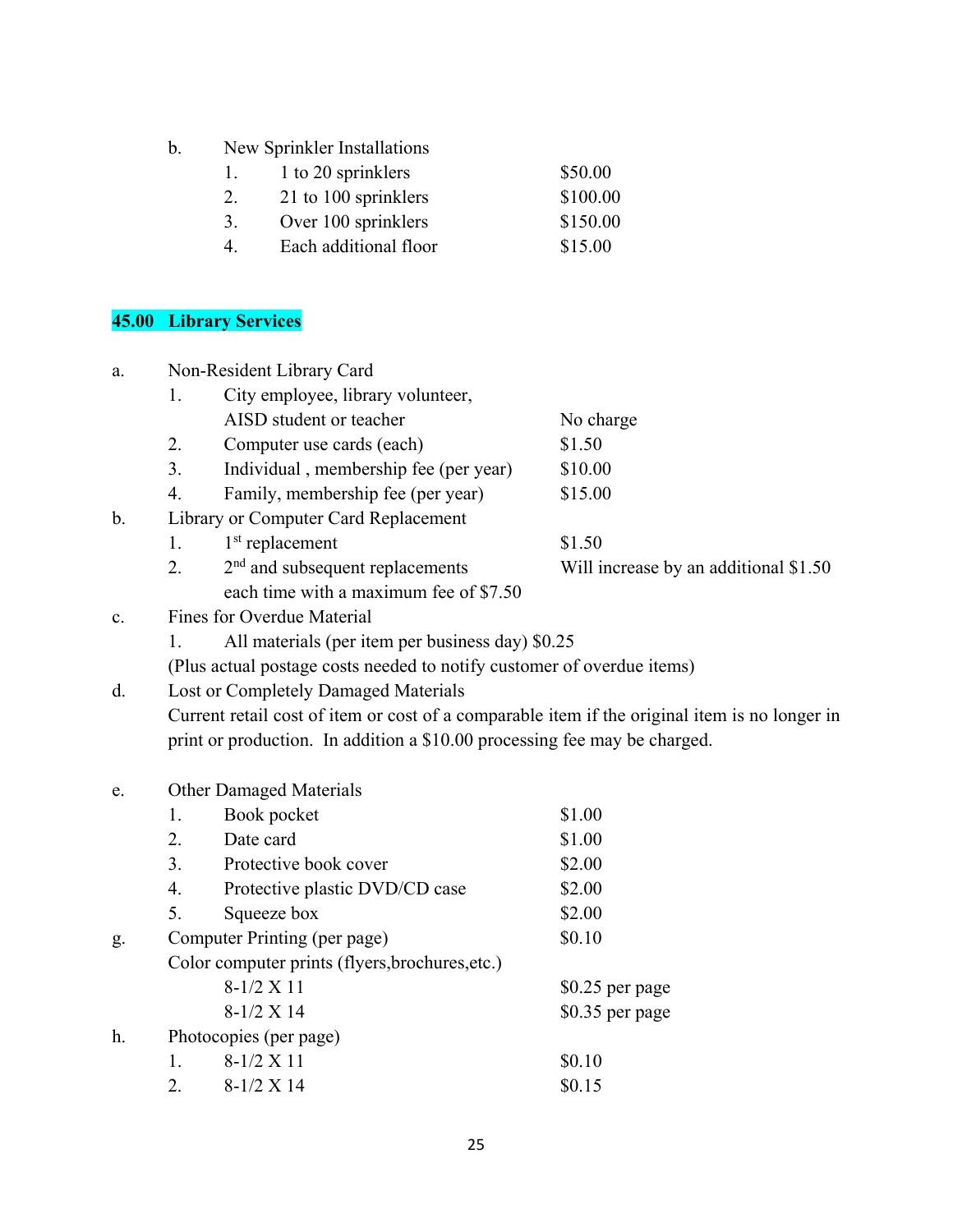b. New Sprinkler Installations

| | | |
|---|---|---|
| 1. | 1 to 20 sprinklers | $50.00 |
| 2. | 21 to 100 sprinklers | $100.00 |
| 3. | Over 100 sprinklers | $150.00 |
| 4. | Each additional floor | $15.00 |

## 45.00 Library Services

a. Non-Resident Library Card

| | | |
|---|---|---|
| 1. | City employee, library volunteer, AISD student or teacher | No charge |
| 2. | Computer use cards (each) | $1.50 |
| 3. | Individual , membership fee (per year) | $10.00 |
| 4. | Family, membership fee (per year) | $15.00 |

b. Library or Computer Card Replacement

| | | |
|---|---|---|
| 1. | 1st replacement | $1.50 |
| 2. | 2nd and subsequent replacements | Will increase by an additional $1.50 |

each time with a maximum fee of $7.50

c. Fines for Overdue Material

1. All materials (per item per business day) $0.25

(Plus actual postage costs needed to notify customer of overdue items)

d. Lost or Completely Damaged Materials

Current retail cost of item or cost of a comparable item if the original item is no longer in print or production. In addition a $10.00 processing fee may be charged.

e. Other Damaged Materials

| | | |
|---|---|---|
| 1. | Book pocket | $1.00 |
| 2. | Date card | $1.00 |
| 3. | Protective book cover | $2.00 |
| 4. | Protective plastic DVD/CD case | $2.00 |
| 5. | Squeeze box | $2.00 |

g. Computer Printing (per page) $0.10

Color computer prints (flyers,brochures,etc.)

| | |
|---|---|
| 8-1/2 X 11 | $0.25 per page |
| 8-1/2 X 14 | $0.35 per page |

h. Photocopies (per page)

| | | |
|---|---|---|
| 1. | 8-1/2 X 11 | $0.10 |
| 2. | 8-1/2 X 14 | $0.15 |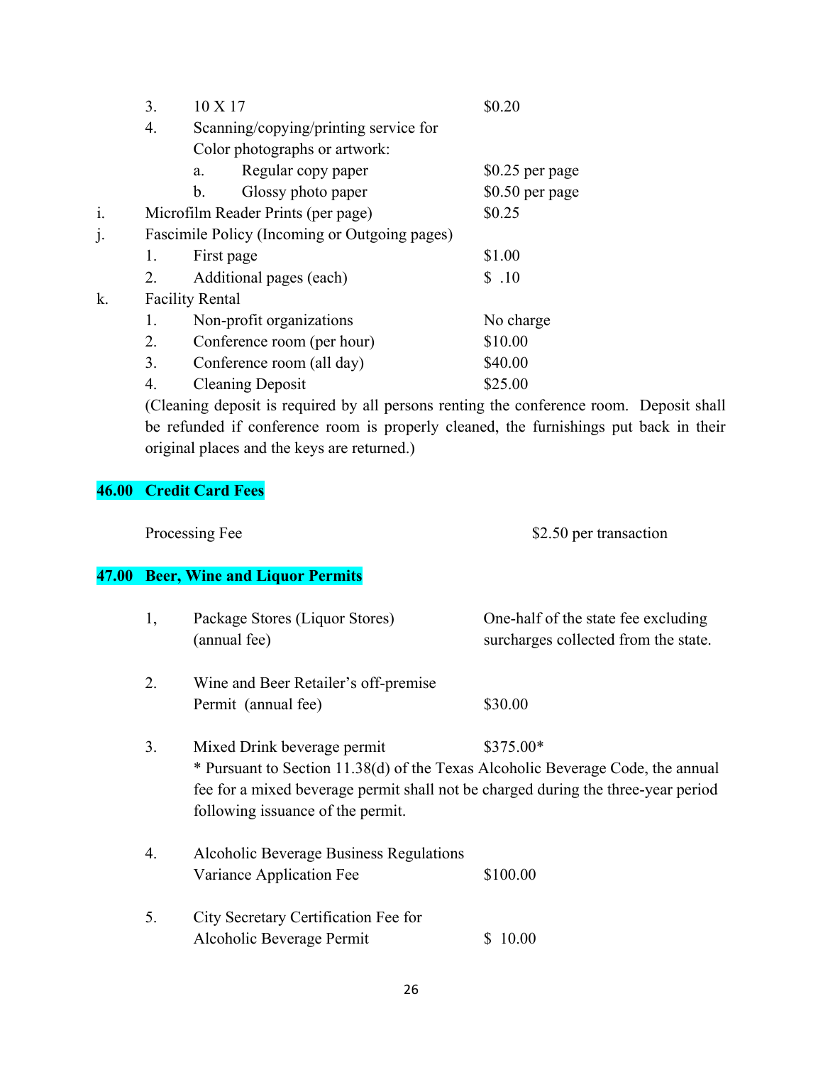3. 10 X 17 — $0.20
4. Scanning/copying/printing service for Color photographs or artwork:
   a. Regular copy paper — $0.25 per page
   b. Glossy photo paper — $0.50 per page

i. Microfilm Reader Prints (per page) — $0.25

j. Fascimile Policy (Incoming or Outgoing pages)
   1. First page — $1.00
   2. Additional pages (each) — $ .10

k. Facility Rental
   1. Non-profit organizations — No charge
   2. Conference room (per hour) — $10.00
   3. Conference room (all day) — $40.00
   4. Cleaning Deposit — $25.00

   (Cleaning deposit is required by all persons renting the conference room. Deposit shall be refunded if conference room is properly cleaned, the furnishings put back in their original places and the keys are returned.)

## 46.00 Credit Card Fees

Processing Fee — $2.50 per transaction

## 47.00 Beer, Wine and Liquor Permits

1, Package Stores (Liquor Stores) (annual fee) — One-half of the state fee excluding surcharges collected from the state.

2. Wine and Beer Retailer's off-premise Permit (annual fee) — $30.00

3. Mixed Drink beverage permit — $375.00*

   * Pursuant to Section 11.38(d) of the Texas Alcoholic Beverage Code, the annual fee for a mixed beverage permit shall not be charged during the three-year period following issuance of the permit.

4. Alcoholic Beverage Business Regulations Variance Application Fee — $100.00

5. City Secretary Certification Fee for Alcoholic Beverage Permit — $ 10.00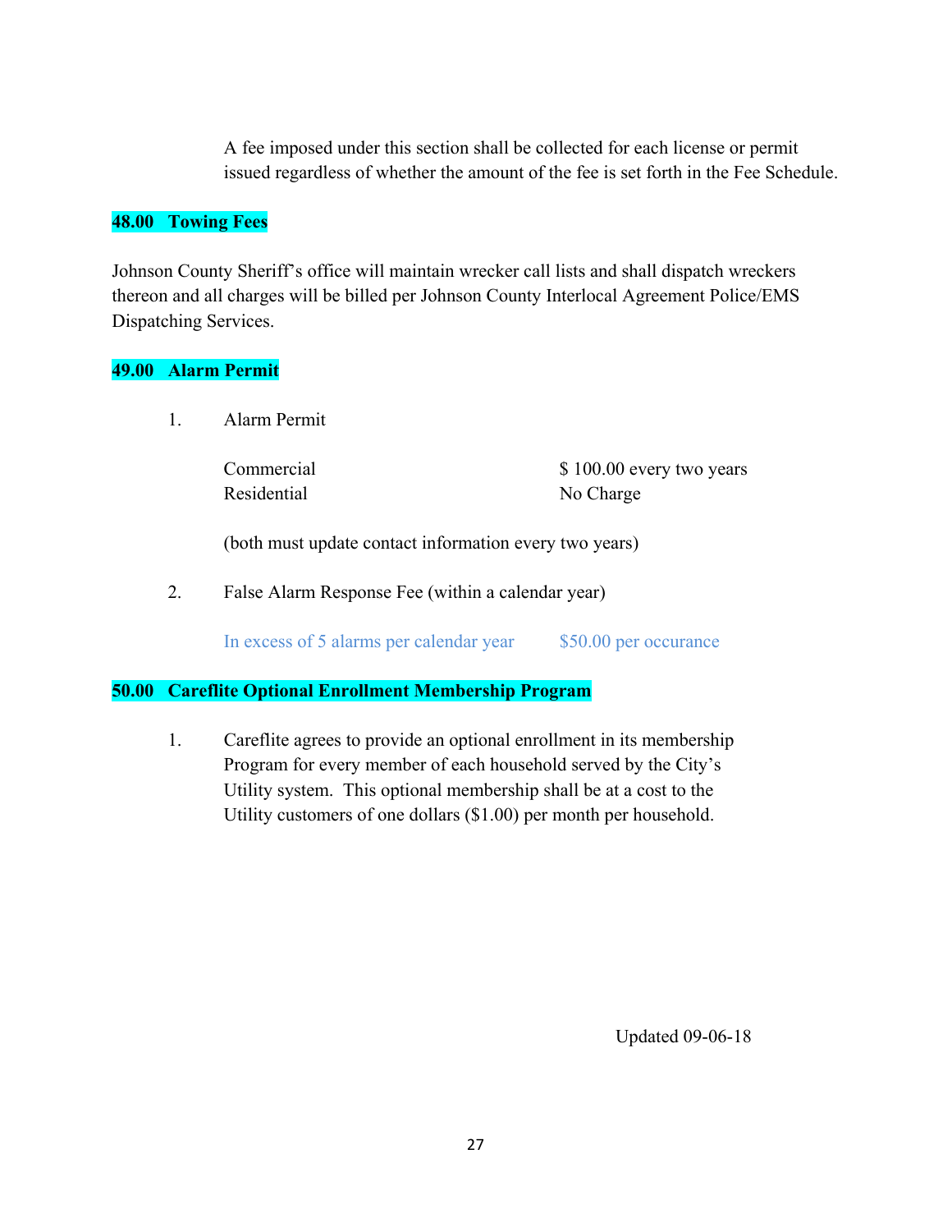A fee imposed under this section shall be collected for each license or permit issued regardless of whether the amount of the fee is set forth in the Fee Schedule.

**48.00 Towing Fees**

Johnson County Sheriff's office will maintain wrecker call lists and shall dispatch wreckers thereon and all charges will be billed per Johnson County Interlocal Agreement Police/EMS Dispatching Services.

**49.00 Alarm Permit**

1. Alarm Permit

| | |
|---|---|
| Commercial | $ 100.00 every two years |
| Residential | No Charge |

(both must update contact information every two years)

2. False Alarm Response Fee (within a calendar year)

| | |
|---|---|
| In excess of 5 alarms per calendar year | $50.00 per occurance |

**50.00 Careflite Optional Enrollment Membership Program**

1. Careflite agrees to provide an optional enrollment in its membership Program for every member of each household served by the City's Utility system. This optional membership shall be at a cost to the Utility customers of one dollars ($1.00) per month per household.

Updated 09-06-18